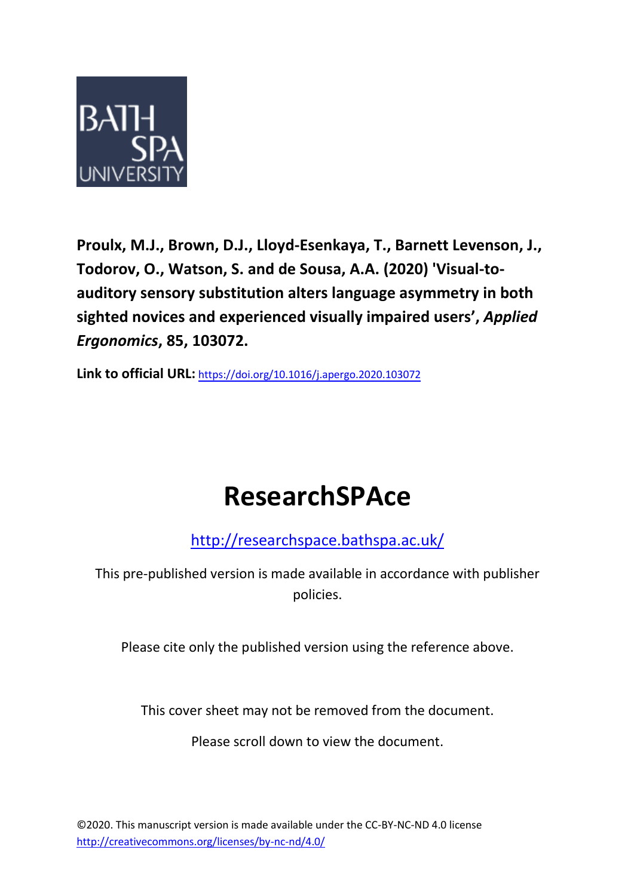**Proulx, M.J., Brown, D.J., Lloyd-Esenkaya, T., Barnett Levenson, J., Todorov, O., Watson, S. and de Sousa, A.A. (2020) 'Visual-to-auditory sensory substitution alters language asymmetry in both sighted novices and experienced visually impaired users', *Applied Ergonomics*, 85, 103072.**

**Link to official URL:** https://doi.org/10.1016/j.apergo.2020.103072

# ResearchSPAce

http://researchspace.bathspa.ac.uk/

This pre-published version is made available in accordance with publisher policies.

Please cite only the published version using the reference above.

This cover sheet may not be removed from the document.

Please scroll down to view the document.

©2020. This manuscript version is made available under the CC-BY-NC-ND 4.0 license
http://creativecommons.org/licenses/by-nc-nd/4.0/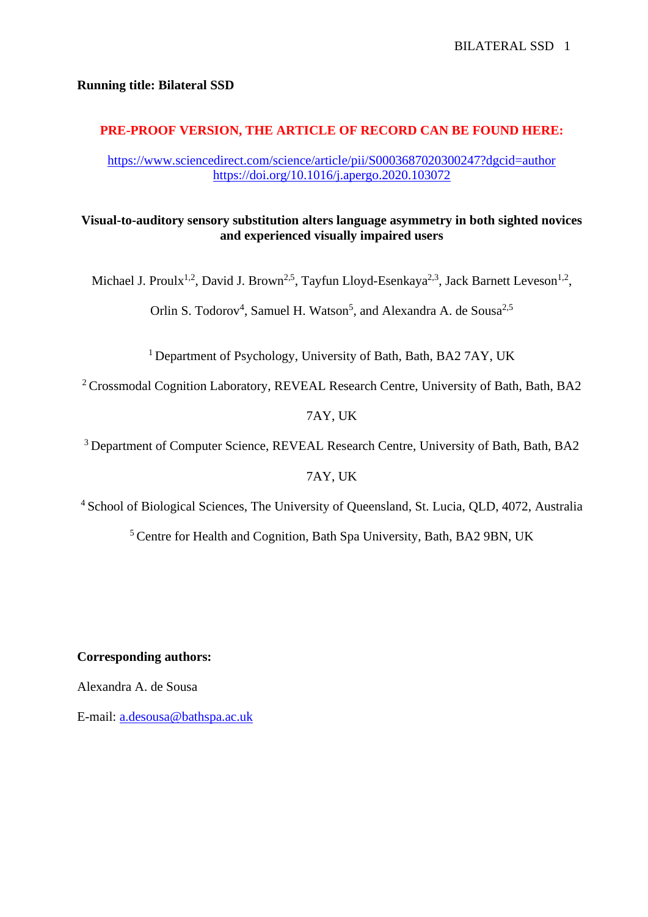**Running title: Bilateral SSD**

**PRE-PROOF VERSION, THE ARTICLE OF RECORD CAN BE FOUND HERE:**

https://www.sciencedirect.com/science/article/pii/S0003687020300247?dgcid=author
https://doi.org/10.1016/j.apergo.2020.103072

**Visual-to-auditory sensory substitution alters language asymmetry in both sighted novices and experienced visually impaired users**

Michael J. Proulx[1,2], David J. Brown[2,5], Tayfun Lloyd-Esenkaya[2,3], Jack Barnett Leveson[1,2], Orlin S. Todorov[4], Samuel H. Watson[5], and Alexandra A. de Sousa[2,5]

[1] Department of Psychology, University of Bath, Bath, BA2 7AY, UK

[2] Crossmodal Cognition Laboratory, REVEAL Research Centre, University of Bath, Bath, BA2 7AY, UK

[3] Department of Computer Science, REVEAL Research Centre, University of Bath, Bath, BA2 7AY, UK

[4] School of Biological Sciences, The University of Queensland, St. Lucia, QLD, 4072, Australia

[5] Centre for Health and Cognition, Bath Spa University, Bath, BA2 9BN, UK

**Corresponding authors:**

Alexandra A. de Sousa

E-mail: a.desousa@bathspa.ac.uk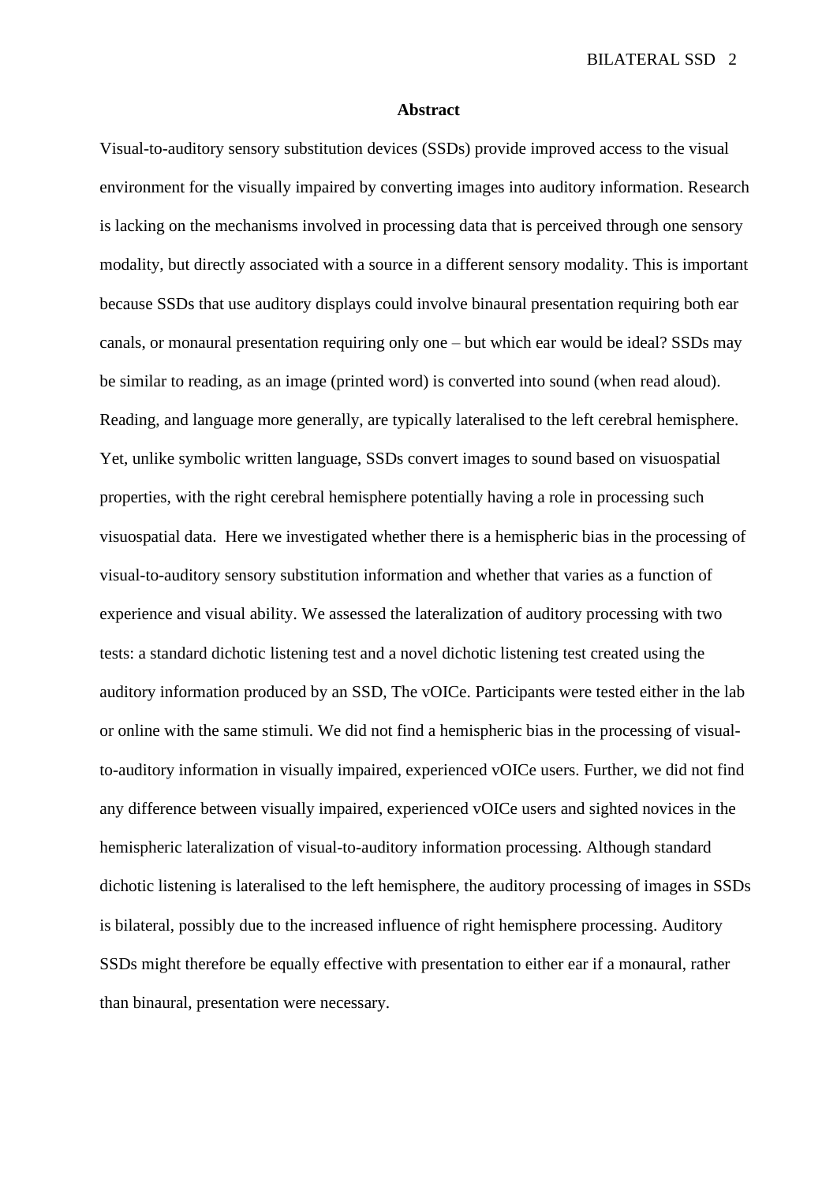## Abstract

Visual-to-auditory sensory substitution devices (SSDs) provide improved access to the visual environment for the visually impaired by converting images into auditory information. Research is lacking on the mechanisms involved in processing data that is perceived through one sensory modality, but directly associated with a source in a different sensory modality. This is important because SSDs that use auditory displays could involve binaural presentation requiring both ear canals, or monaural presentation requiring only one – but which ear would be ideal? SSDs may be similar to reading, as an image (printed word) is converted into sound (when read aloud). Reading, and language more generally, are typically lateralised to the left cerebral hemisphere. Yet, unlike symbolic written language, SSDs convert images to sound based on visuospatial properties, with the right cerebral hemisphere potentially having a role in processing such visuospatial data. Here we investigated whether there is a hemispheric bias in the processing of visual-to-auditory sensory substitution information and whether that varies as a function of experience and visual ability. We assessed the lateralization of auditory processing with two tests: a standard dichotic listening test and a novel dichotic listening test created using the auditory information produced by an SSD, The vOICe. Participants were tested either in the lab or online with the same stimuli. We did not find a hemispheric bias in the processing of visual-to-auditory information in visually impaired, experienced vOICe users. Further, we did not find any difference between visually impaired, experienced vOICe users and sighted novices in the hemispheric lateralization of visual-to-auditory information processing. Although standard dichotic listening is lateralised to the left hemisphere, the auditory processing of images in SSDs is bilateral, possibly due to the increased influence of right hemisphere processing. Auditory SSDs might therefore be equally effective with presentation to either ear if a monaural, rather than binaural, presentation were necessary.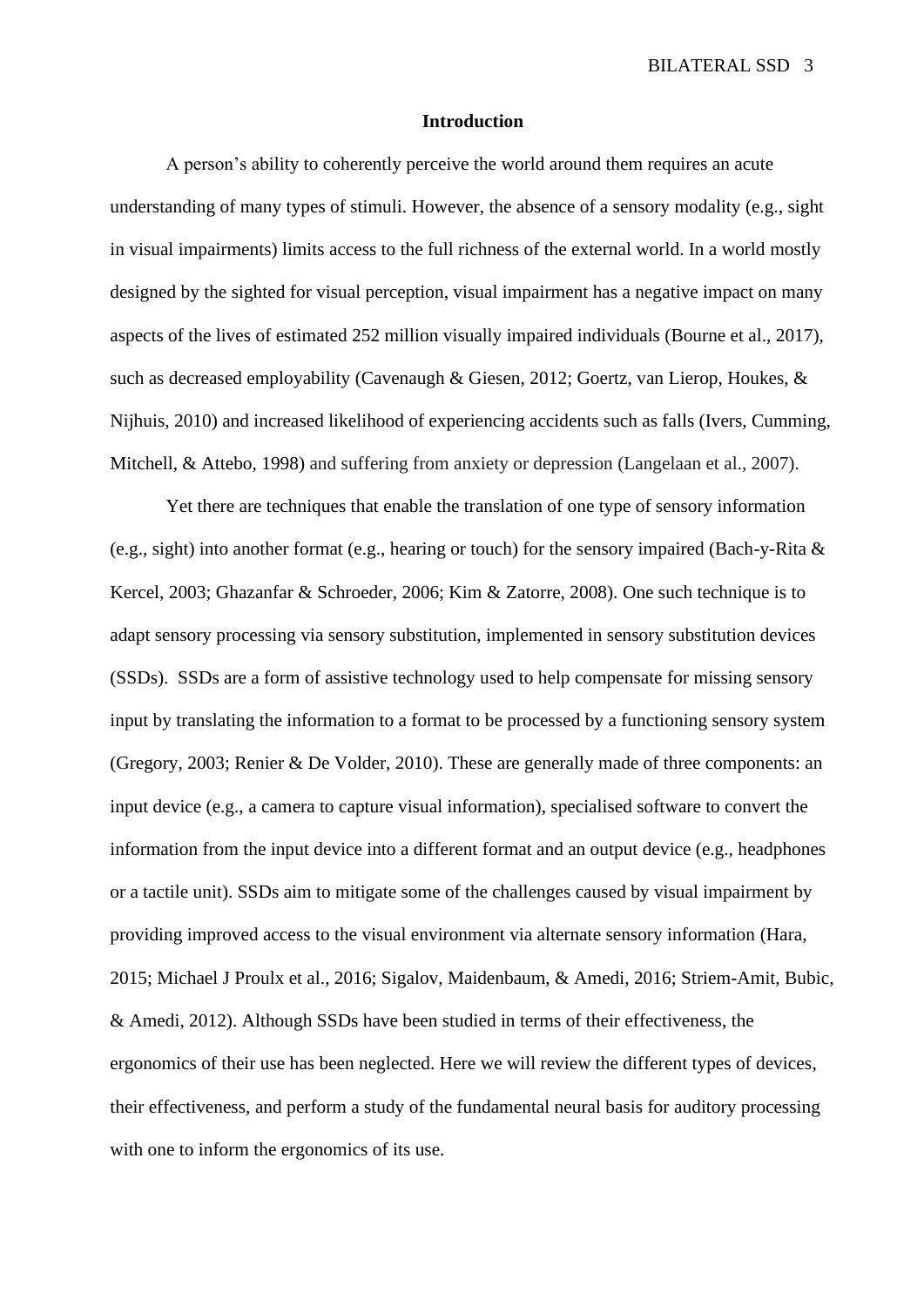## Introduction

A person's ability to coherently perceive the world around them requires an acute understanding of many types of stimuli. However, the absence of a sensory modality (e.g., sight in visual impairments) limits access to the full richness of the external world. In a world mostly designed by the sighted for visual perception, visual impairment has a negative impact on many aspects of the lives of estimated 252 million visually impaired individuals (Bourne et al., 2017), such as decreased employability (Cavenaugh & Giesen, 2012; Goertz, van Lierop, Houkes, & Nijhuis, 2010) and increased likelihood of experiencing accidents such as falls (Ivers, Cumming, Mitchell, & Attebo, 1998) and suffering from anxiety or depression (Langelaan et al., 2007).

Yet there are techniques that enable the translation of one type of sensory information (e.g., sight) into another format (e.g., hearing or touch) for the sensory impaired (Bach-y-Rita & Kercel, 2003; Ghazanfar & Schroeder, 2006; Kim & Zatorre, 2008). One such technique is to adapt sensory processing via sensory substitution, implemented in sensory substitution devices (SSDs). SSDs are a form of assistive technology used to help compensate for missing sensory input by translating the information to a format to be processed by a functioning sensory system (Gregory, 2003; Renier & De Volder, 2010). These are generally made of three components: an input device (e.g., a camera to capture visual information), specialised software to convert the information from the input device into a different format and an output device (e.g., headphones or a tactile unit). SSDs aim to mitigate some of the challenges caused by visual impairment by providing improved access to the visual environment via alternate sensory information (Hara, 2015; Michael J Proulx et al., 2016; Sigalov, Maidenbaum, & Amedi, 2016; Striem-Amit, Bubic, & Amedi, 2012). Although SSDs have been studied in terms of their effectiveness, the ergonomics of their use has been neglected. Here we will review the different types of devices, their effectiveness, and perform a study of the fundamental neural basis for auditory processing with one to inform the ergonomics of its use.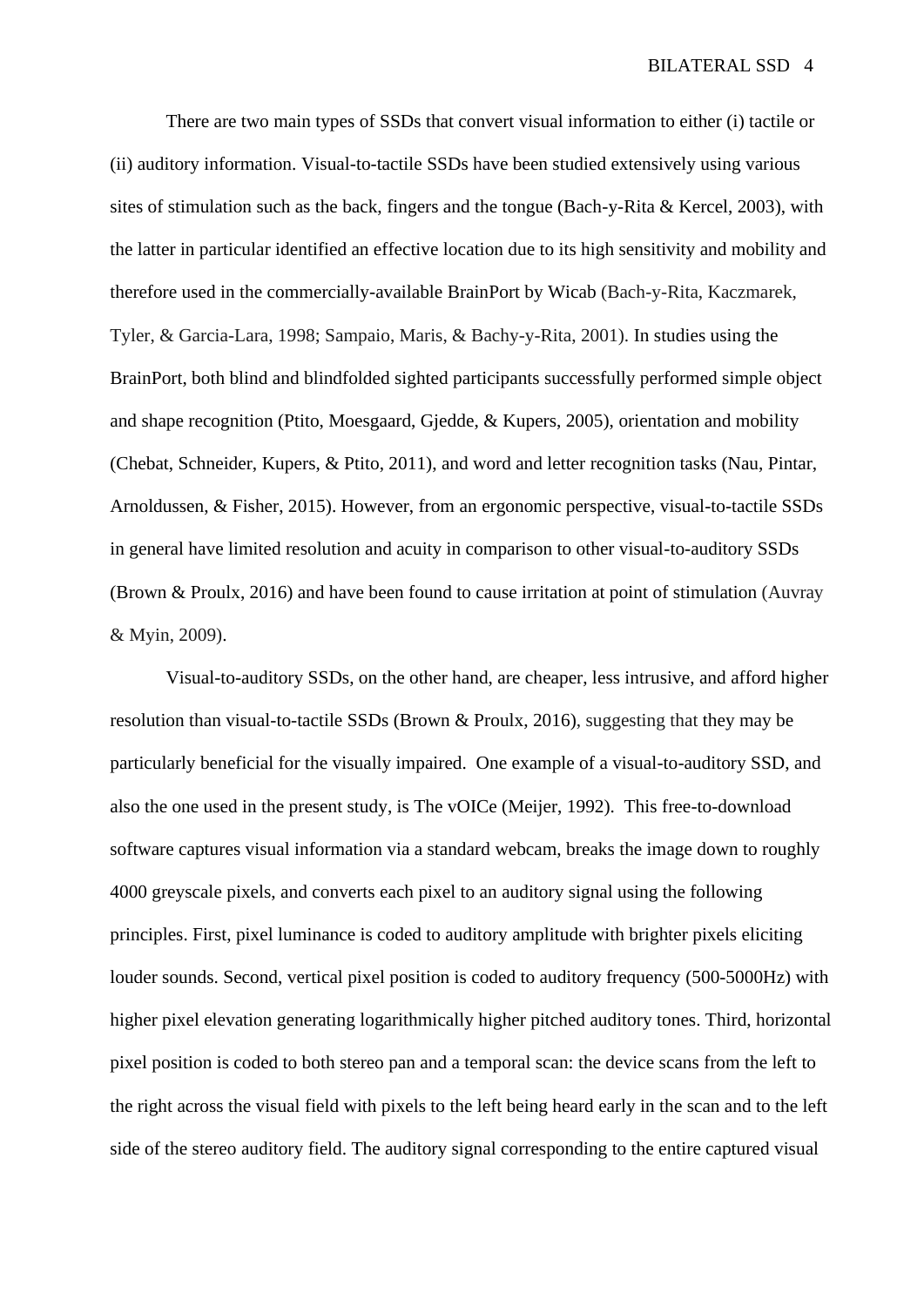There are two main types of SSDs that convert visual information to either (i) tactile or (ii) auditory information. Visual-to-tactile SSDs have been studied extensively using various sites of stimulation such as the back, fingers and the tongue (Bach-y-Rita & Kercel, 2003), with the latter in particular identified an effective location due to its high sensitivity and mobility and therefore used in the commercially-available BrainPort by Wicab (Bach-y-Rita, Kaczmarek, Tyler, & Garcia-Lara, 1998; Sampaio, Maris, & Bachy-y-Rita, 2001). In studies using the BrainPort, both blind and blindfolded sighted participants successfully performed simple object and shape recognition (Ptito, Moesgaard, Gjedde, & Kupers, 2005), orientation and mobility (Chebat, Schneider, Kupers, & Ptito, 2011), and word and letter recognition tasks (Nau, Pintar, Arnoldussen, & Fisher, 2015). However, from an ergonomic perspective, visual-to-tactile SSDs in general have limited resolution and acuity in comparison to other visual-to-auditory SSDs (Brown & Proulx, 2016) and have been found to cause irritation at point of stimulation (Auvray & Myin, 2009).

Visual-to-auditory SSDs, on the other hand, are cheaper, less intrusive, and afford higher resolution than visual-to-tactile SSDs (Brown & Proulx, 2016), suggesting that they may be particularly beneficial for the visually impaired. One example of a visual-to-auditory SSD, and also the one used in the present study, is The vOICe (Meijer, 1992). This free-to-download software captures visual information via a standard webcam, breaks the image down to roughly 4000 greyscale pixels, and converts each pixel to an auditory signal using the following principles. First, pixel luminance is coded to auditory amplitude with brighter pixels eliciting louder sounds. Second, vertical pixel position is coded to auditory frequency (500-5000Hz) with higher pixel elevation generating logarithmically higher pitched auditory tones. Third, horizontal pixel position is coded to both stereo pan and a temporal scan: the device scans from the left to the right across the visual field with pixels to the left being heard early in the scan and to the left side of the stereo auditory field. The auditory signal corresponding to the entire captured visual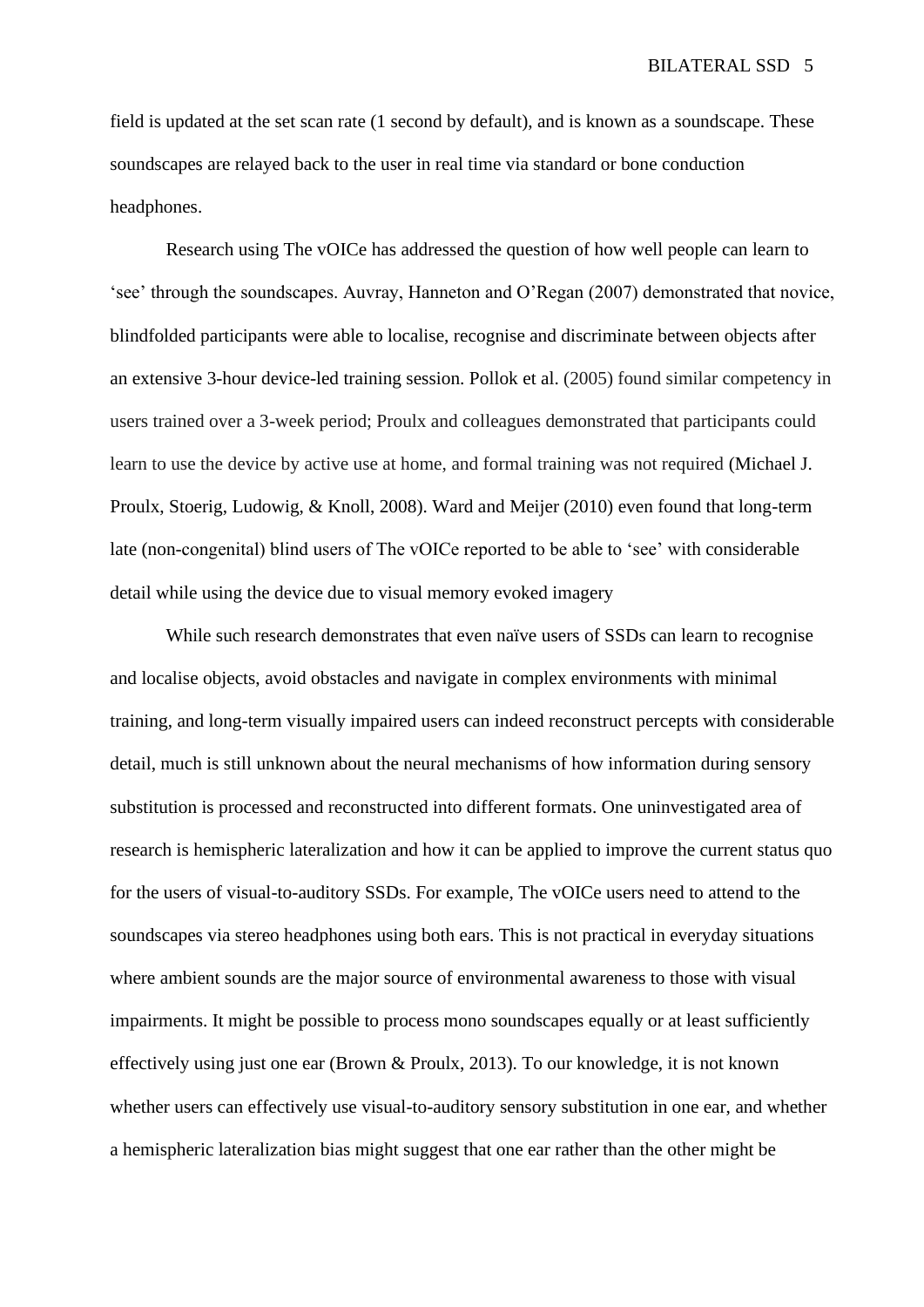field is updated at the set scan rate (1 second by default), and is known as a soundscape. These soundscapes are relayed back to the user in real time via standard or bone conduction headphones.

Research using The vOICe has addressed the question of how well people can learn to 'see' through the soundscapes. Auvray, Hanneton and O'Regan (2007) demonstrated that novice, blindfolded participants were able to localise, recognise and discriminate between objects after an extensive 3-hour device-led training session. Pollok et al. (2005) found similar competency in users trained over a 3-week period; Proulx and colleagues demonstrated that participants could learn to use the device by active use at home, and formal training was not required (Michael J. Proulx, Stoerig, Ludowig, & Knoll, 2008). Ward and Meijer (2010) even found that long-term late (non-congenital) blind users of The vOICe reported to be able to 'see' with considerable detail while using the device due to visual memory evoked imagery

While such research demonstrates that even naïve users of SSDs can learn to recognise and localise objects, avoid obstacles and navigate in complex environments with minimal training, and long-term visually impaired users can indeed reconstruct percepts with considerable detail, much is still unknown about the neural mechanisms of how information during sensory substitution is processed and reconstructed into different formats. One uninvestigated area of research is hemispheric lateralization and how it can be applied to improve the current status quo for the users of visual-to-auditory SSDs. For example, The vOICe users need to attend to the soundscapes via stereo headphones using both ears. This is not practical in everyday situations where ambient sounds are the major source of environmental awareness to those with visual impairments. It might be possible to process mono soundscapes equally or at least sufficiently effectively using just one ear (Brown & Proulx, 2013). To our knowledge, it is not known whether users can effectively use visual-to-auditory sensory substitution in one ear, and whether a hemispheric lateralization bias might suggest that one ear rather than the other might be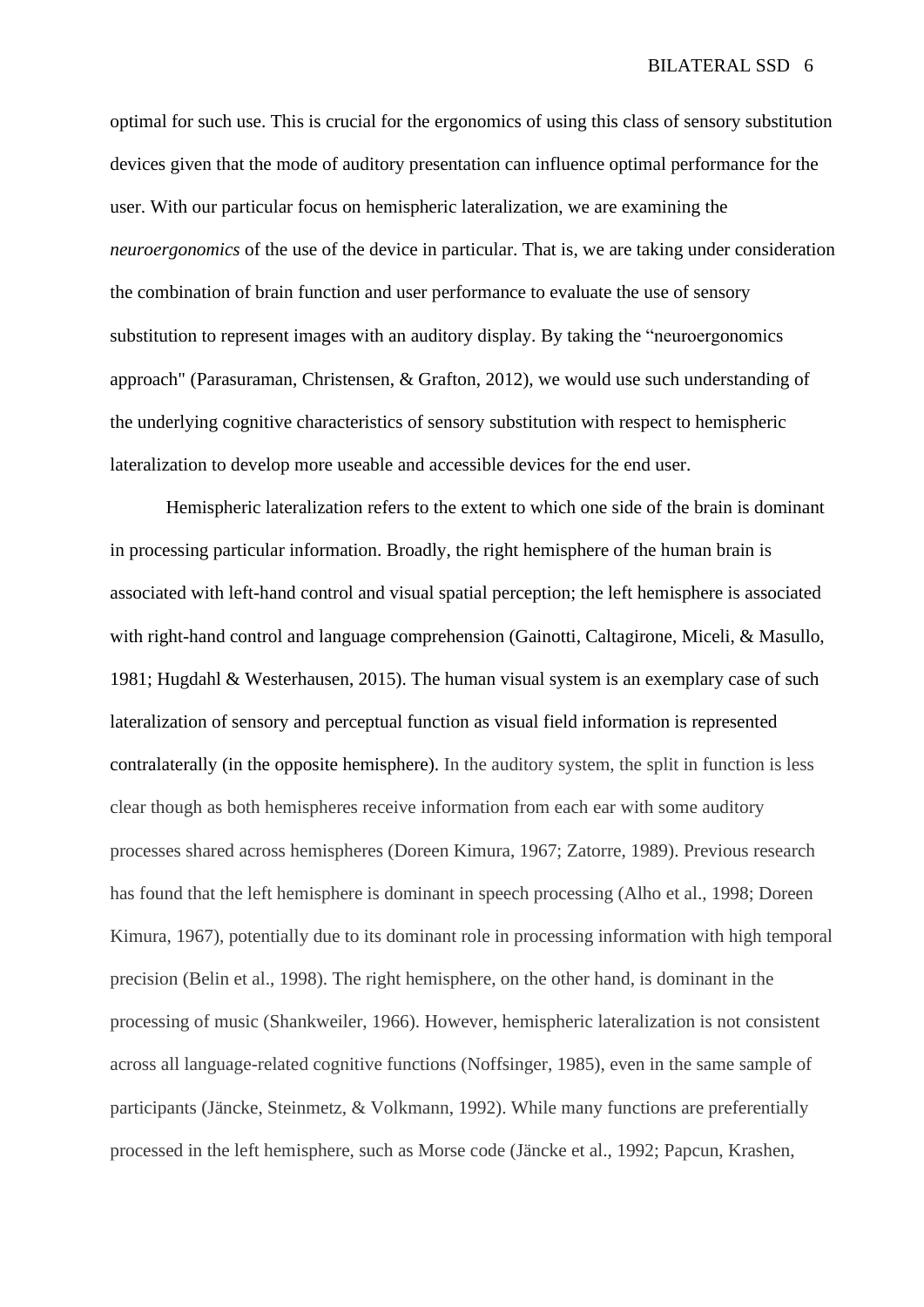optimal for such use. This is crucial for the ergonomics of using this class of sensory substitution devices given that the mode of auditory presentation can influence optimal performance for the user. With our particular focus on hemispheric lateralization, we are examining the *neuroergonomics* of the use of the device in particular. That is, we are taking under consideration the combination of brain function and user performance to evaluate the use of sensory substitution to represent images with an auditory display. By taking the "neuroergonomics approach" (Parasuraman, Christensen, & Grafton, 2012), we would use such understanding of the underlying cognitive characteristics of sensory substitution with respect to hemispheric lateralization to develop more useable and accessible devices for the end user.

Hemispheric lateralization refers to the extent to which one side of the brain is dominant in processing particular information. Broadly, the right hemisphere of the human brain is associated with left-hand control and visual spatial perception; the left hemisphere is associated with right-hand control and language comprehension (Gainotti, Caltagirone, Miceli, & Masullo, 1981; Hugdahl & Westerhausen, 2015). The human visual system is an exemplary case of such lateralization of sensory and perceptual function as visual field information is represented contralaterally (in the opposite hemisphere). In the auditory system, the split in function is less clear though as both hemispheres receive information from each ear with some auditory processes shared across hemispheres (Doreen Kimura, 1967; Zatorre, 1989). Previous research has found that the left hemisphere is dominant in speech processing (Alho et al., 1998; Doreen Kimura, 1967), potentially due to its dominant role in processing information with high temporal precision (Belin et al., 1998). The right hemisphere, on the other hand, is dominant in the processing of music (Shankweiler, 1966). However, hemispheric lateralization is not consistent across all language-related cognitive functions (Noffsinger, 1985), even in the same sample of participants (Jäncke, Steinmetz, & Volkmann, 1992). While many functions are preferentially processed in the left hemisphere, such as Morse code (Jäncke et al., 1992; Papcun, Krashen,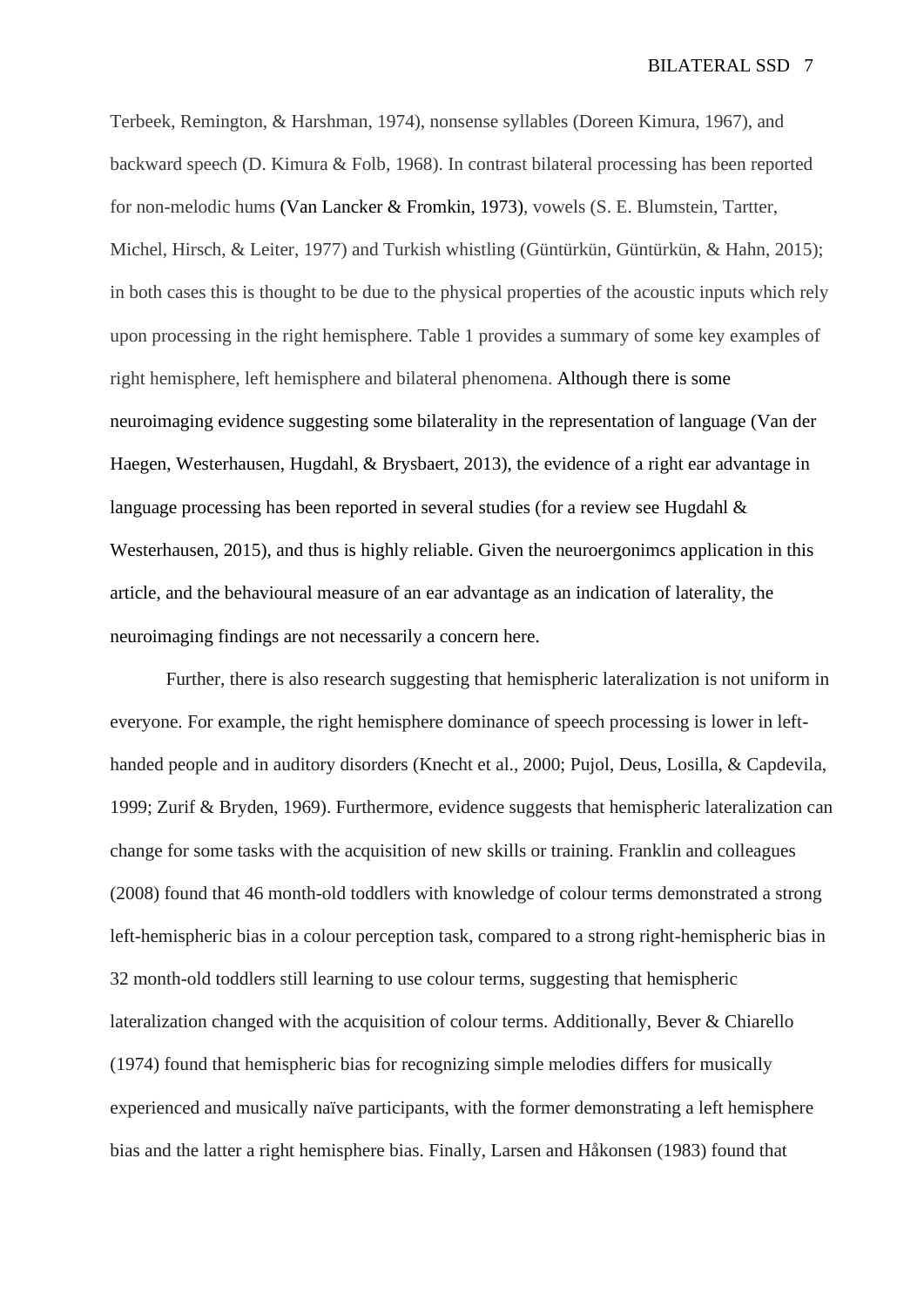Terbeek, Remington, & Harshman, 1974), nonsense syllables (Doreen Kimura, 1967), and backward speech (D. Kimura & Folb, 1968). In contrast bilateral processing has been reported for non-melodic hums (Van Lancker & Fromkin, 1973), vowels (S. E. Blumstein, Tartter, Michel, Hirsch, & Leiter, 1977) and Turkish whistling (Güntürkün, Güntürkün, & Hahn, 2015); in both cases this is thought to be due to the physical properties of the acoustic inputs which rely upon processing in the right hemisphere. Table 1 provides a summary of some key examples of right hemisphere, left hemisphere and bilateral phenomena. Although there is some neuroimaging evidence suggesting some bilaterality in the representation of language (Van der Haegen, Westerhausen, Hugdahl, & Brysbaert, 2013), the evidence of a right ear advantage in language processing has been reported in several studies (for a review see Hugdahl & Westerhausen, 2015), and thus is highly reliable. Given the neuroergonimcs application in this article, and the behavioural measure of an ear advantage as an indication of laterality, the neuroimaging findings are not necessarily a concern here.

Further, there is also research suggesting that hemispheric lateralization is not uniform in everyone. For example, the right hemisphere dominance of speech processing is lower in left-handed people and in auditory disorders (Knecht et al., 2000; Pujol, Deus, Losilla, & Capdevila, 1999; Zurif & Bryden, 1969). Furthermore, evidence suggests that hemispheric lateralization can change for some tasks with the acquisition of new skills or training. Franklin and colleagues (2008) found that 46 month-old toddlers with knowledge of colour terms demonstrated a strong left-hemispheric bias in a colour perception task, compared to a strong right-hemispheric bias in 32 month-old toddlers still learning to use colour terms, suggesting that hemispheric lateralization changed with the acquisition of colour terms. Additionally, Bever & Chiarello (1974) found that hemispheric bias for recognizing simple melodies differs for musically experienced and musically naïve participants, with the former demonstrating a left hemisphere bias and the latter a right hemisphere bias. Finally, Larsen and Håkonsen (1983) found that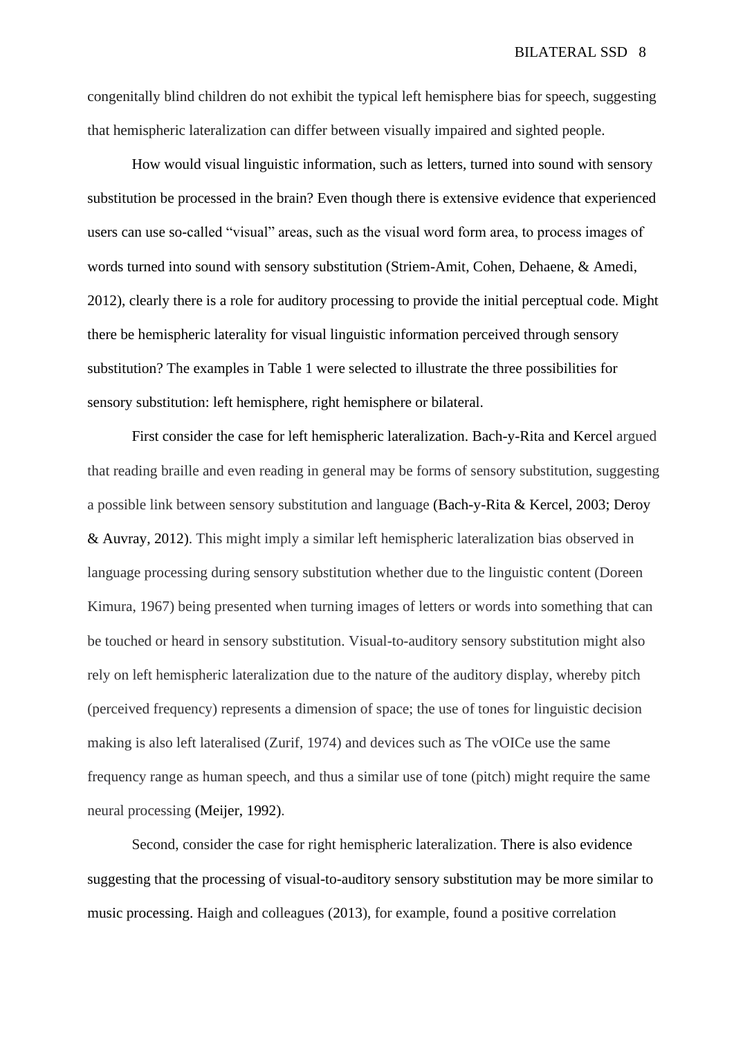congenitally blind children do not exhibit the typical left hemisphere bias for speech, suggesting that hemispheric lateralization can differ between visually impaired and sighted people.

How would visual linguistic information, such as letters, turned into sound with sensory substitution be processed in the brain? Even though there is extensive evidence that experienced users can use so-called "visual" areas, such as the visual word form area, to process images of words turned into sound with sensory substitution (Striem-Amit, Cohen, Dehaene, & Amedi, 2012), clearly there is a role for auditory processing to provide the initial perceptual code. Might there be hemispheric laterality for visual linguistic information perceived through sensory substitution? The examples in Table 1 were selected to illustrate the three possibilities for sensory substitution: left hemisphere, right hemisphere or bilateral.

First consider the case for left hemispheric lateralization. Bach-y-Rita and Kercel argued that reading braille and even reading in general may be forms of sensory substitution, suggesting a possible link between sensory substitution and language (Bach-y-Rita & Kercel, 2003; Deroy & Auvray, 2012). This might imply a similar left hemispheric lateralization bias observed in language processing during sensory substitution whether due to the linguistic content (Doreen Kimura, 1967) being presented when turning images of letters or words into something that can be touched or heard in sensory substitution. Visual-to-auditory sensory substitution might also rely on left hemispheric lateralization due to the nature of the auditory display, whereby pitch (perceived frequency) represents a dimension of space; the use of tones for linguistic decision making is also left lateralised (Zurif, 1974) and devices such as The vOICe use the same frequency range as human speech, and thus a similar use of tone (pitch) might require the same neural processing (Meijer, 1992).

Second, consider the case for right hemispheric lateralization. There is also evidence suggesting that the processing of visual-to-auditory sensory substitution may be more similar to music processing. Haigh and colleagues (2013), for example, found a positive correlation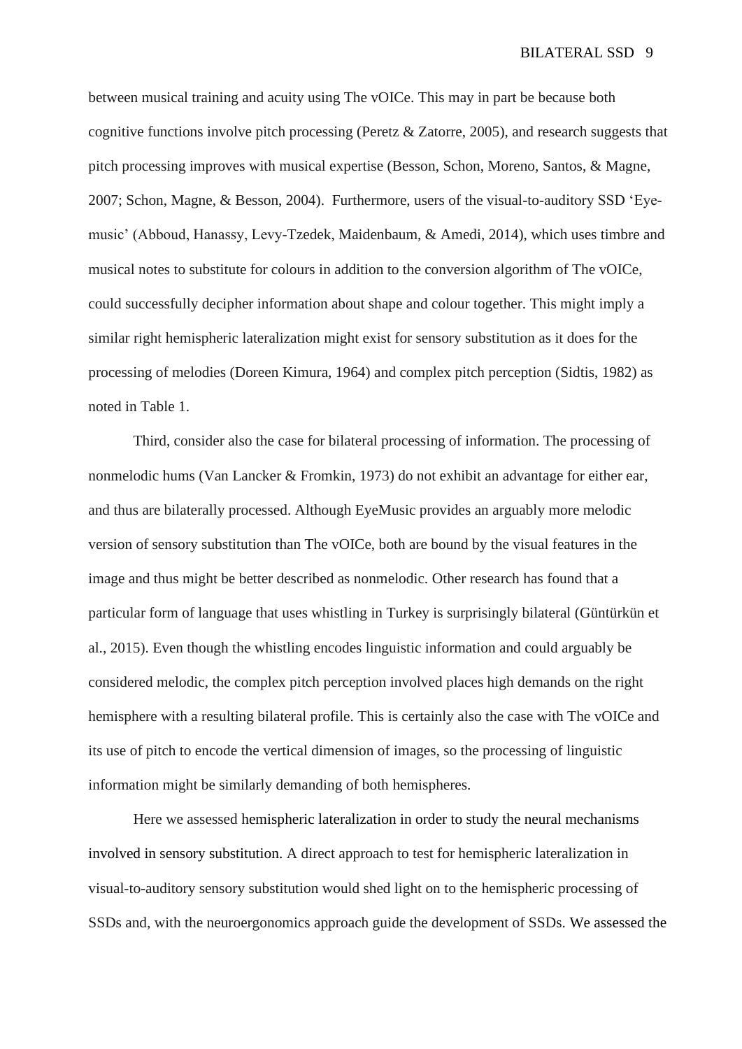between musical training and acuity using The vOICe. This may in part be because both cognitive functions involve pitch processing (Peretz & Zatorre, 2005), and research suggests that pitch processing improves with musical expertise (Besson, Schon, Moreno, Santos, & Magne, 2007; Schon, Magne, & Besson, 2004). Furthermore, users of the visual-to-auditory SSD 'Eye-music' (Abboud, Hanassy, Levy-Tzedek, Maidenbaum, & Amedi, 2014), which uses timbre and musical notes to substitute for colours in addition to the conversion algorithm of The vOICe, could successfully decipher information about shape and colour together. This might imply a similar right hemispheric lateralization might exist for sensory substitution as it does for the processing of melodies (Doreen Kimura, 1964) and complex pitch perception (Sidtis, 1982) as noted in Table 1.

Third, consider also the case for bilateral processing of information. The processing of nonmelodic hums (Van Lancker & Fromkin, 1973) do not exhibit an advantage for either ear, and thus are bilaterally processed. Although EyeMusic provides an arguably more melodic version of sensory substitution than The vOICe, both are bound by the visual features in the image and thus might be better described as nonmelodic. Other research has found that a particular form of language that uses whistling in Turkey is surprisingly bilateral (Güntürkün et al., 2015). Even though the whistling encodes linguistic information and could arguably be considered melodic, the complex pitch perception involved places high demands on the right hemisphere with a resulting bilateral profile. This is certainly also the case with The vOICe and its use of pitch to encode the vertical dimension of images, so the processing of linguistic information might be similarly demanding of both hemispheres.

Here we assessed hemispheric lateralization in order to study the neural mechanisms involved in sensory substitution. A direct approach to test for hemispheric lateralization in visual-to-auditory sensory substitution would shed light on to the hemispheric processing of SSDs and, with the neuroergonomics approach guide the development of SSDs. We assessed the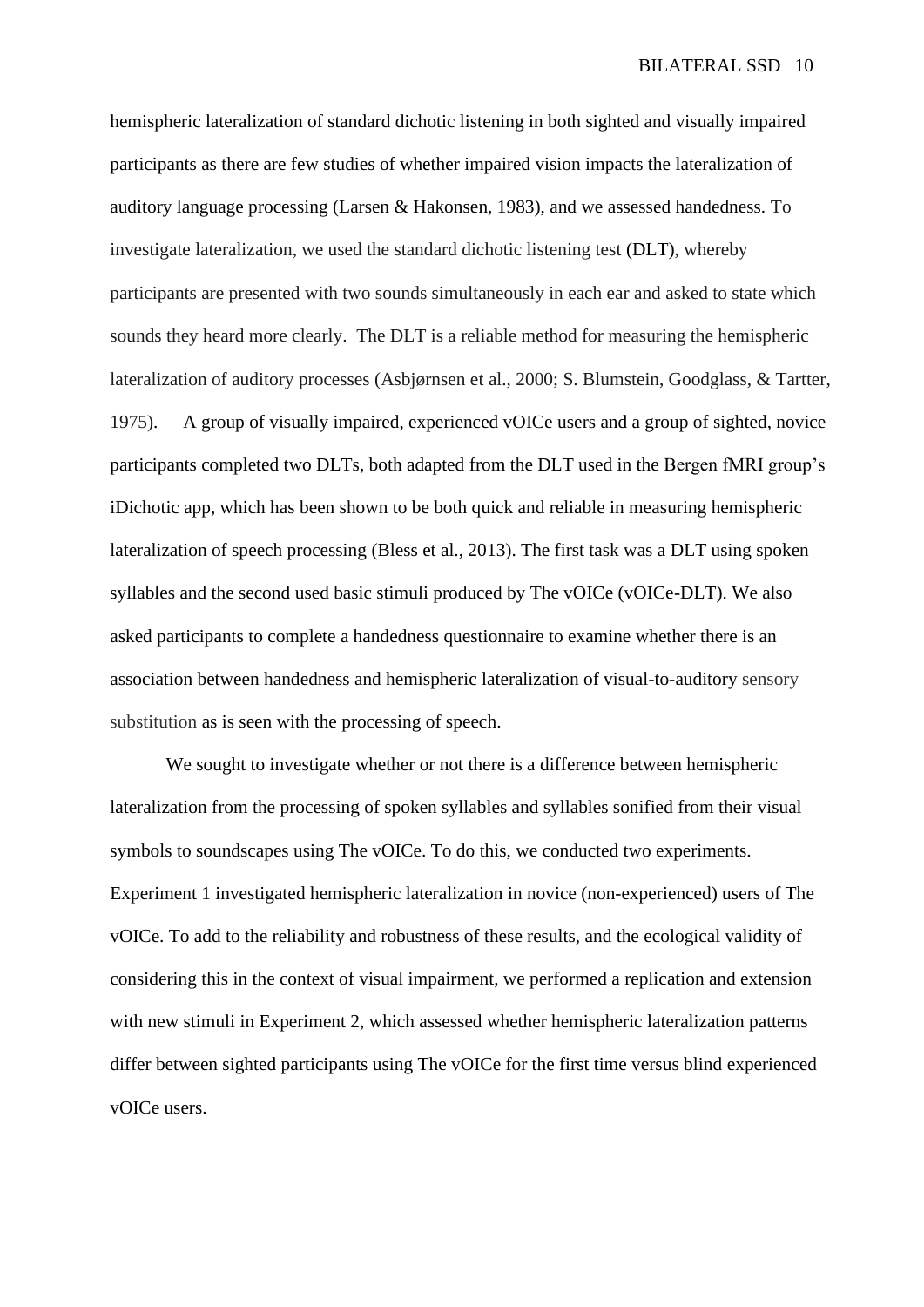hemispheric lateralization of standard dichotic listening in both sighted and visually impaired participants as there are few studies of whether impaired vision impacts the lateralization of auditory language processing (Larsen & Hakonsen, 1983), and we assessed handedness. To investigate lateralization, we used the standard dichotic listening test (DLT), whereby participants are presented with two sounds simultaneously in each ear and asked to state which sounds they heard more clearly. The DLT is a reliable method for measuring the hemispheric lateralization of auditory processes (Asbjørnsen et al., 2000; S. Blumstein, Goodglass, & Tartter, 1975). A group of visually impaired, experienced vOICe users and a group of sighted, novice participants completed two DLTs, both adapted from the DLT used in the Bergen fMRI group's iDichotic app, which has been shown to be both quick and reliable in measuring hemispheric lateralization of speech processing (Bless et al., 2013). The first task was a DLT using spoken syllables and the second used basic stimuli produced by The vOICe (vOICe-DLT). We also asked participants to complete a handedness questionnaire to examine whether there is an association between handedness and hemispheric lateralization of visual-to-auditory sensory substitution as is seen with the processing of speech.

We sought to investigate whether or not there is a difference between hemispheric lateralization from the processing of spoken syllables and syllables sonified from their visual symbols to soundscapes using The vOICe. To do this, we conducted two experiments. Experiment 1 investigated hemispheric lateralization in novice (non-experienced) users of The vOICe. To add to the reliability and robustness of these results, and the ecological validity of considering this in the context of visual impairment, we performed a replication and extension with new stimuli in Experiment 2, which assessed whether hemispheric lateralization patterns differ between sighted participants using The vOICe for the first time versus blind experienced vOICe users.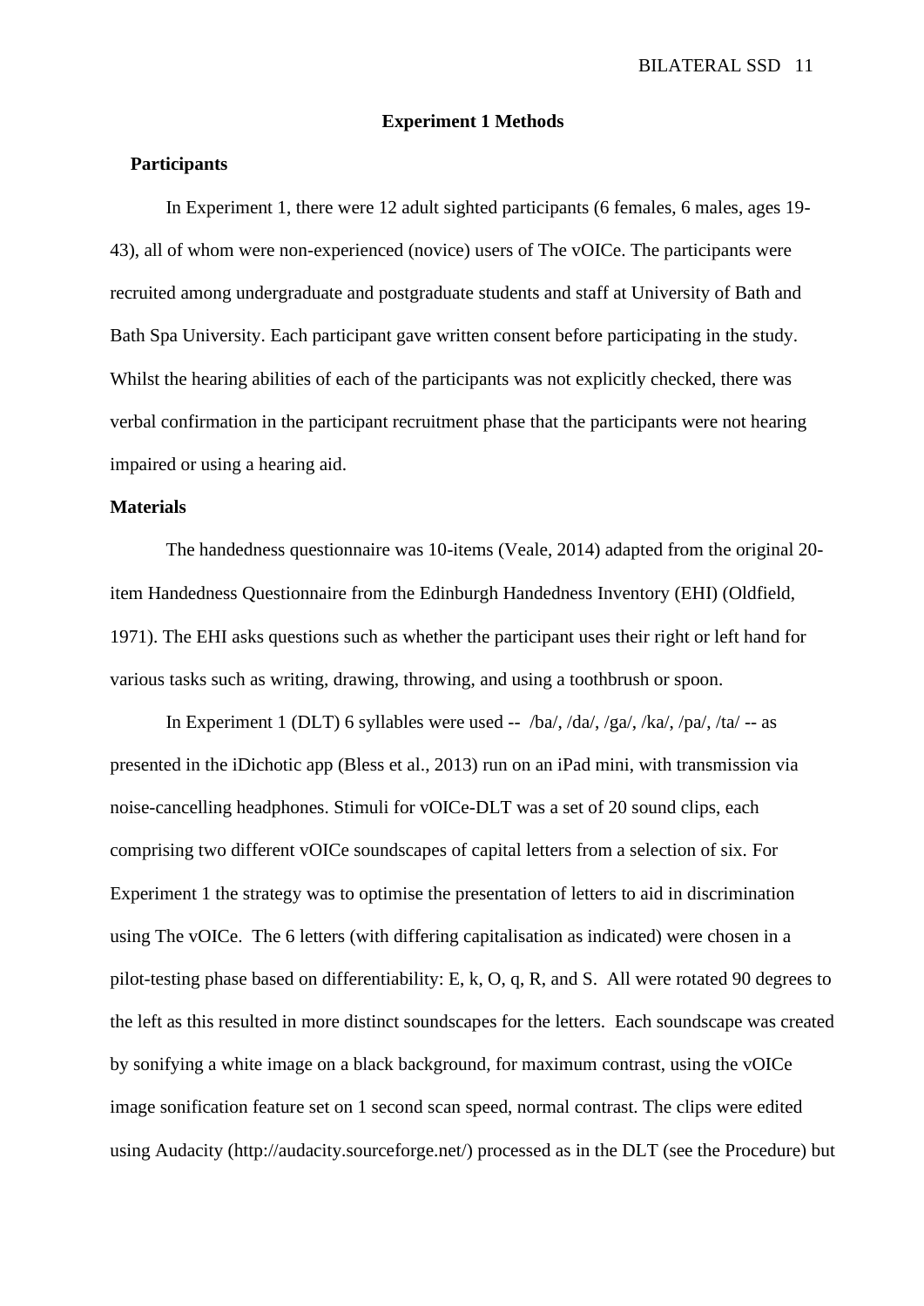## Experiment 1 Methods

### Participants

In Experiment 1, there were 12 adult sighted participants (6 females, 6 males, ages 19-43), all of whom were non-experienced (novice) users of The vOICe. The participants were recruited among undergraduate and postgraduate students and staff at University of Bath and Bath Spa University. Each participant gave written consent before participating in the study. Whilst the hearing abilities of each of the participants was not explicitly checked, there was verbal confirmation in the participant recruitment phase that the participants were not hearing impaired or using a hearing aid.

### Materials

The handedness questionnaire was 10-items (Veale, 2014) adapted from the original 20-item Handedness Questionnaire from the Edinburgh Handedness Inventory (EHI) (Oldfield, 1971). The EHI asks questions such as whether the participant uses their right or left hand for various tasks such as writing, drawing, throwing, and using a toothbrush or spoon.

In Experiment 1 (DLT) 6 syllables were used -- /ba/, /da/, /ga/, /ka/, /pa/, /ta/ -- as presented in the iDichotic app (Bless et al., 2013) run on an iPad mini, with transmission via noise-cancelling headphones. Stimuli for vOICe-DLT was a set of 20 sound clips, each comprising two different vOICe soundscapes of capital letters from a selection of six. For Experiment 1 the strategy was to optimise the presentation of letters to aid in discrimination using The vOICe. The 6 letters (with differing capitalisation as indicated) were chosen in a pilot-testing phase based on differentiability: E, k, O, q, R, and S. All were rotated 90 degrees to the left as this resulted in more distinct soundscapes for the letters. Each soundscape was created by sonifying a white image on a black background, for maximum contrast, using the vOICe image sonification feature set on 1 second scan speed, normal contrast. The clips were edited using Audacity (http://audacity.sourceforge.net/) processed as in the DLT (see the Procedure) but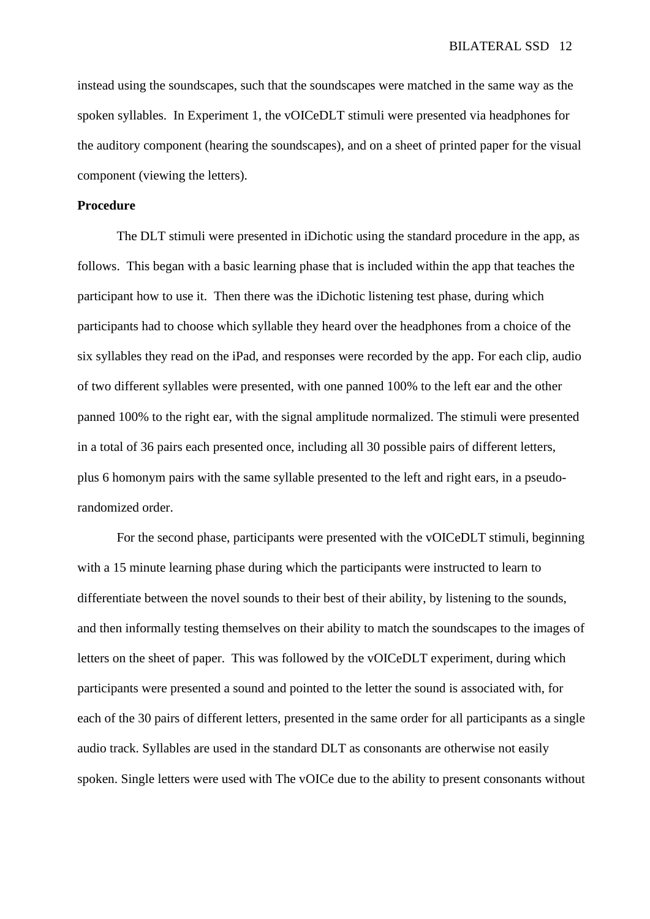instead using the soundscapes, such that the soundscapes were matched in the same way as the spoken syllables. In Experiment 1, the vOICeDLT stimuli were presented via headphones for the auditory component (hearing the soundscapes), and on a sheet of printed paper for the visual component (viewing the letters).

**Procedure**

The DLT stimuli were presented in iDichotic using the standard procedure in the app, as follows. This began with a basic learning phase that is included within the app that teaches the participant how to use it. Then there was the iDichotic listening test phase, during which participants had to choose which syllable they heard over the headphones from a choice of the six syllables they read on the iPad, and responses were recorded by the app. For each clip, audio of two different syllables were presented, with one panned 100% to the left ear and the other panned 100% to the right ear, with the signal amplitude normalized. The stimuli were presented in a total of 36 pairs each presented once, including all 30 possible pairs of different letters, plus 6 homonym pairs with the same syllable presented to the left and right ears, in a pseudo-randomized order.

For the second phase, participants were presented with the vOICeDLT stimuli, beginning with a 15 minute learning phase during which the participants were instructed to learn to differentiate between the novel sounds to their best of their ability, by listening to the sounds, and then informally testing themselves on their ability to match the soundscapes to the images of letters on the sheet of paper. This was followed by the vOICeDLT experiment, during which participants were presented a sound and pointed to the letter the sound is associated with, for each of the 30 pairs of different letters, presented in the same order for all participants as a single audio track. Syllables are used in the standard DLT as consonants are otherwise not easily spoken. Single letters were used with The vOICe due to the ability to present consonants without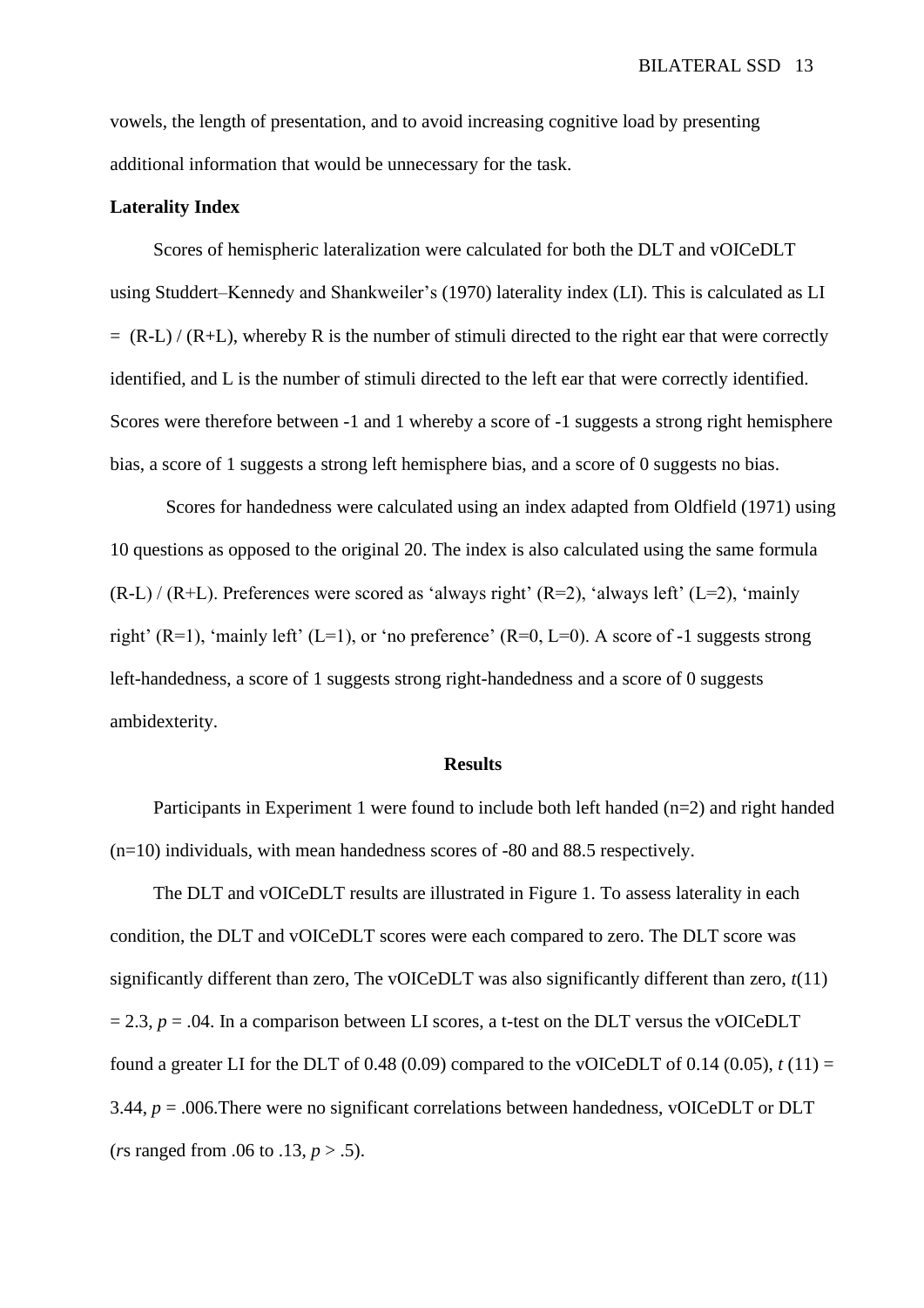vowels, the length of presentation, and to avoid increasing cognitive load by presenting additional information that would be unnecessary for the task.

**Laterality Index**

Scores of hemispheric lateralization were calculated for both the DLT and vOICeDLT using Studdert–Kennedy and Shankweiler's (1970) laterality index (LI). This is calculated as LI = (R-L) / (R+L), whereby R is the number of stimuli directed to the right ear that were correctly identified, and L is the number of stimuli directed to the left ear that were correctly identified. Scores were therefore between -1 and 1 whereby a score of -1 suggests a strong right hemisphere bias, a score of 1 suggests a strong left hemisphere bias, and a score of 0 suggests no bias.

Scores for handedness were calculated using an index adapted from Oldfield (1971) using 10 questions as opposed to the original 20. The index is also calculated using the same formula (R-L) / (R+L). Preferences were scored as 'always right' (R=2), 'always left' (L=2), 'mainly right' (R=1), 'mainly left' (L=1), or 'no preference' (R=0, L=0). A score of -1 suggests strong left-handedness, a score of 1 suggests strong right-handedness and a score of 0 suggests ambidexterity.

## Results

Participants in Experiment 1 were found to include both left handed (n=2) and right handed (n=10) individuals, with mean handedness scores of -80 and 88.5 respectively.

The DLT and vOICeDLT results are illustrated in Figure 1. To assess laterality in each condition, the DLT and vOICeDLT scores were each compared to zero. The DLT score was significantly different than zero, The vOICeDLT was also significantly different than zero, $t(11) = 2.3$, $p = .04$. In a comparison between LI scores, a t-test on the DLT versus the vOICeDLT found a greater LI for the DLT of 0.48 (0.09) compared to the vOICeDLT of 0.14 (0.05), $t(11) = 3.44$, $p = .006$.There were no significant correlations between handedness, vOICeDLT or DLT (*r*s ranged from .06 to .13, $p > .5$).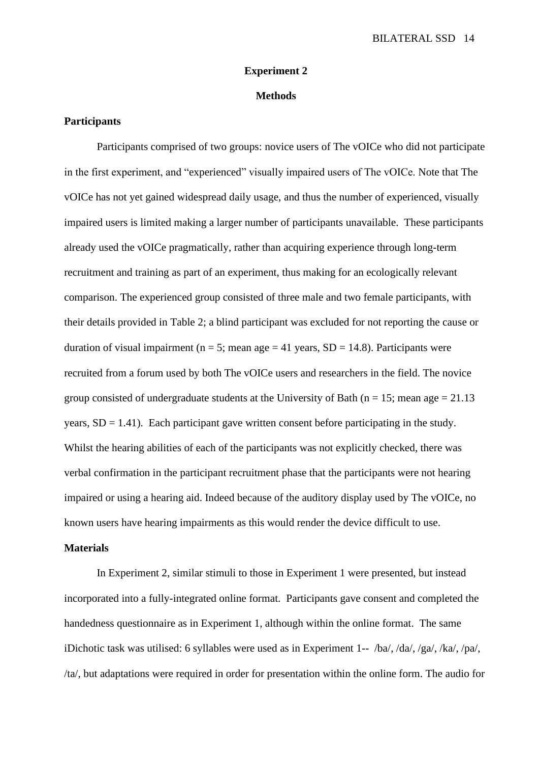## Experiment 2

### Methods

#### Participants

Participants comprised of two groups: novice users of The vOICe who did not participate in the first experiment, and "experienced" visually impaired users of The vOICe. Note that The vOICe has not yet gained widespread daily usage, and thus the number of experienced, visually impaired users is limited making a larger number of participants unavailable. These participants already used the vOICe pragmatically, rather than acquiring experience through long-term recruitment and training as part of an experiment, thus making for an ecologically relevant comparison. The experienced group consisted of three male and two female participants, with their details provided in Table 2; a blind participant was excluded for not reporting the cause or duration of visual impairment ($n = 5$; mean age = 41 years, $SD = 14.8$). Participants were recruited from a forum used by both The vOICe users and researchers in the field. The novice group consisted of undergraduate students at the University of Bath ($n = 15$; mean age = 21.13 years, $SD = 1.41$). Each participant gave written consent before participating in the study. Whilst the hearing abilities of each of the participants was not explicitly checked, there was verbal confirmation in the participant recruitment phase that the participants were not hearing impaired or using a hearing aid. Indeed because of the auditory display used by The vOICe, no known users have hearing impairments as this would render the device difficult to use.

#### Materials

In Experiment 2, similar stimuli to those in Experiment 1 were presented, but instead incorporated into a fully-integrated online format. Participants gave consent and completed the handedness questionnaire as in Experiment 1, although within the online format. The same iDichotic task was utilised: 6 syllables were used as in Experiment 1-- /ba/, /da/, /ga/, /ka/, /pa/, /ta/, but adaptations were required in order for presentation within the online form. The audio for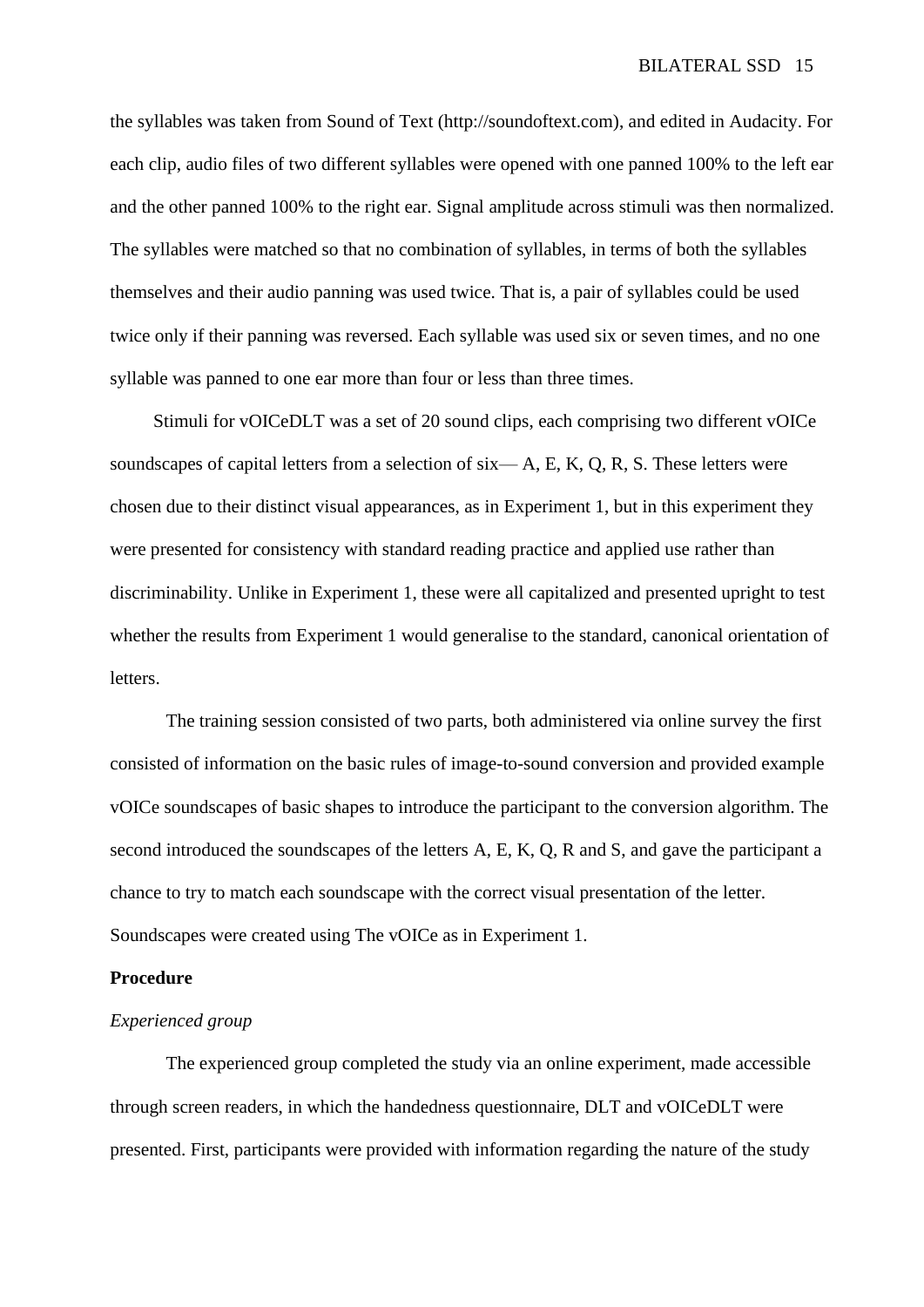the syllables was taken from Sound of Text (http://soundoftext.com), and edited in Audacity. For each clip, audio files of two different syllables were opened with one panned 100% to the left ear and the other panned 100% to the right ear. Signal amplitude across stimuli was then normalized. The syllables were matched so that no combination of syllables, in terms of both the syllables themselves and their audio panning was used twice. That is, a pair of syllables could be used twice only if their panning was reversed. Each syllable was used six or seven times, and no one syllable was panned to one ear more than four or less than three times.

Stimuli for vOICeDLT was a set of 20 sound clips, each comprising two different vOICe soundscapes of capital letters from a selection of six— A, E, K, Q, R, S. These letters were chosen due to their distinct visual appearances, as in Experiment 1, but in this experiment they were presented for consistency with standard reading practice and applied use rather than discriminability. Unlike in Experiment 1, these were all capitalized and presented upright to test whether the results from Experiment 1 would generalise to the standard, canonical orientation of letters.

The training session consisted of two parts, both administered via online survey the first consisted of information on the basic rules of image-to-sound conversion and provided example vOICe soundscapes of basic shapes to introduce the participant to the conversion algorithm. The second introduced the soundscapes of the letters A, E, K, Q, R and S, and gave the participant a chance to try to match each soundscape with the correct visual presentation of the letter. Soundscapes were created using The vOICe as in Experiment 1.

**Procedure**

*Experienced group*

The experienced group completed the study via an online experiment, made accessible through screen readers, in which the handedness questionnaire, DLT and vOICeDLT were presented. First, participants were provided with information regarding the nature of the study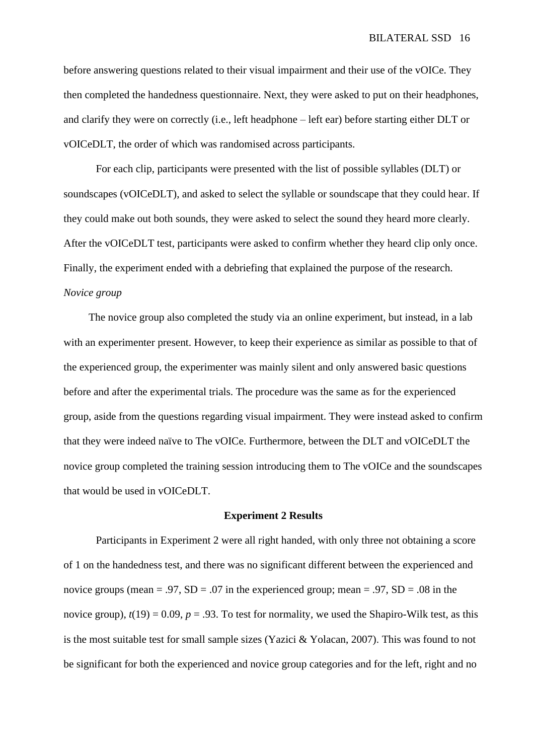before answering questions related to their visual impairment and their use of the vOICe. They then completed the handedness questionnaire. Next, they were asked to put on their headphones, and clarify they were on correctly (i.e., left headphone – left ear) before starting either DLT or vOICeDLT, the order of which was randomised across participants.

For each clip, participants were presented with the list of possible syllables (DLT) or soundscapes (vOICeDLT), and asked to select the syllable or soundscape that they could hear. If they could make out both sounds, they were asked to select the sound they heard more clearly. After the vOICeDLT test, participants were asked to confirm whether they heard clip only once. Finally, the experiment ended with a debriefing that explained the purpose of the research.

*Novice group*

The novice group also completed the study via an online experiment, but instead, in a lab with an experimenter present. However, to keep their experience as similar as possible to that of the experienced group, the experimenter was mainly silent and only answered basic questions before and after the experimental trials. The procedure was the same as for the experienced group, aside from the questions regarding visual impairment. They were instead asked to confirm that they were indeed naïve to The vOICe. Furthermore, between the DLT and vOICeDLT the novice group completed the training session introducing them to The vOICe and the soundscapes that would be used in vOICeDLT.

## Experiment 2 Results

Participants in Experiment 2 were all right handed, with only three not obtaining a score of 1 on the handedness test, and there was no significant different between the experienced and novice groups (mean = .97, SD = .07 in the experienced group; mean = .97, SD = .08 in the novice group), $t(19) = 0.09$, $p = .93$. To test for normality, we used the Shapiro-Wilk test, as this is the most suitable test for small sample sizes (Yazici & Yolacan, 2007). This was found to not be significant for both the experienced and novice group categories and for the left, right and no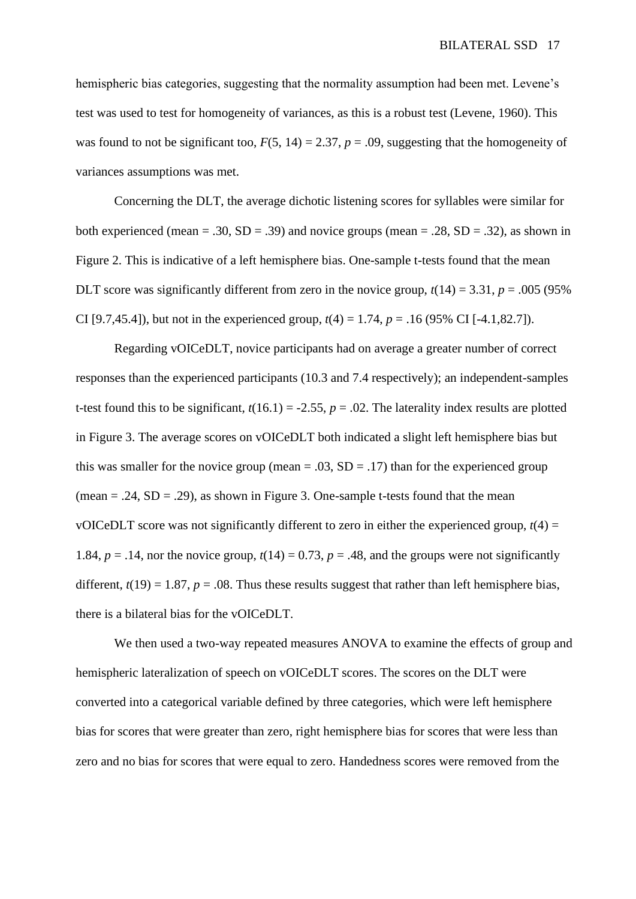hemispheric bias categories, suggesting that the normality assumption had been met. Levene's test was used to test for homogeneity of variances, as this is a robust test (Levene, 1960). This was found to not be significant too, $F(5, 14) = 2.37$, $p = .09$, suggesting that the homogeneity of variances assumptions was met.

Concerning the DLT, the average dichotic listening scores for syllables were similar for both experienced (mean = .30, SD = .39) and novice groups (mean = .28, SD = .32), as shown in Figure 2. This is indicative of a left hemisphere bias. One-sample t-tests found that the mean DLT score was significantly different from zero in the novice group, $t(14) = 3.31$, $p = .005$ (95% CI [9.7,45.4]), but not in the experienced group, $t(4) = 1.74$, $p = .16$ (95% CI [-4.1,82.7]).

Regarding vOICeDLT, novice participants had on average a greater number of correct responses than the experienced participants (10.3 and 7.4 respectively); an independent-samples t-test found this to be significant, $t(16.1) = -2.55$, $p = .02$. The laterality index results are plotted in Figure 3. The average scores on vOICeDLT both indicated a slight left hemisphere bias but this was smaller for the novice group (mean = .03, SD = .17) than for the experienced group (mean = .24, SD = .29), as shown in Figure 3. One-sample t-tests found that the mean vOICeDLT score was not significantly different to zero in either the experienced group, $t(4) = 1.84$, $p = .14$, nor the novice group, $t(14) = 0.73$, $p = .48$, and the groups were not significantly different, $t(19) = 1.87$, $p = .08$. Thus these results suggest that rather than left hemisphere bias, there is a bilateral bias for the vOICeDLT.

We then used a two-way repeated measures ANOVA to examine the effects of group and hemispheric lateralization of speech on vOICeDLT scores. The scores on the DLT were converted into a categorical variable defined by three categories, which were left hemisphere bias for scores that were greater than zero, right hemisphere bias for scores that were less than zero and no bias for scores that were equal to zero. Handedness scores were removed from the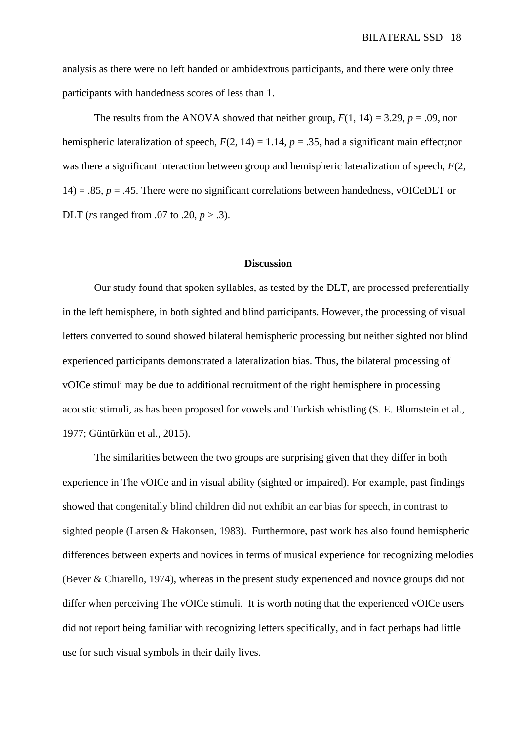analysis as there were no left handed or ambidextrous participants, and there were only three participants with handedness scores of less than 1.

The results from the ANOVA showed that neither group, $F(1, 14) = 3.29$, $p = .09$, nor hemispheric lateralization of speech, $F(2, 14) = 1.14$, $p = .35$, had a significant main effect;nor was there a significant interaction between group and hemispheric lateralization of speech, $F(2, 14) = .85$, $p = .45$. There were no significant correlations between handedness, vOICeDLT or DLT (*r*s ranged from .07 to .20, $p > .3$).

## Discussion

Our study found that spoken syllables, as tested by the DLT, are processed preferentially in the left hemisphere, in both sighted and blind participants. However, the processing of visual letters converted to sound showed bilateral hemispheric processing but neither sighted nor blind experienced participants demonstrated a lateralization bias. Thus, the bilateral processing of vOICe stimuli may be due to additional recruitment of the right hemisphere in processing acoustic stimuli, as has been proposed for vowels and Turkish whistling (S. E. Blumstein et al., 1977; Güntürkün et al., 2015).

The similarities between the two groups are surprising given that they differ in both experience in The vOICe and in visual ability (sighted or impaired). For example, past findings showed that congenitally blind children did not exhibit an ear bias for speech, in contrast to sighted people (Larsen & Hakonsen, 1983). Furthermore, past work has also found hemispheric differences between experts and novices in terms of musical experience for recognizing melodies (Bever & Chiarello, 1974), whereas in the present study experienced and novice groups did not differ when perceiving The vOICe stimuli. It is worth noting that the experienced vOICe users did not report being familiar with recognizing letters specifically, and in fact perhaps had little use for such visual symbols in their daily lives.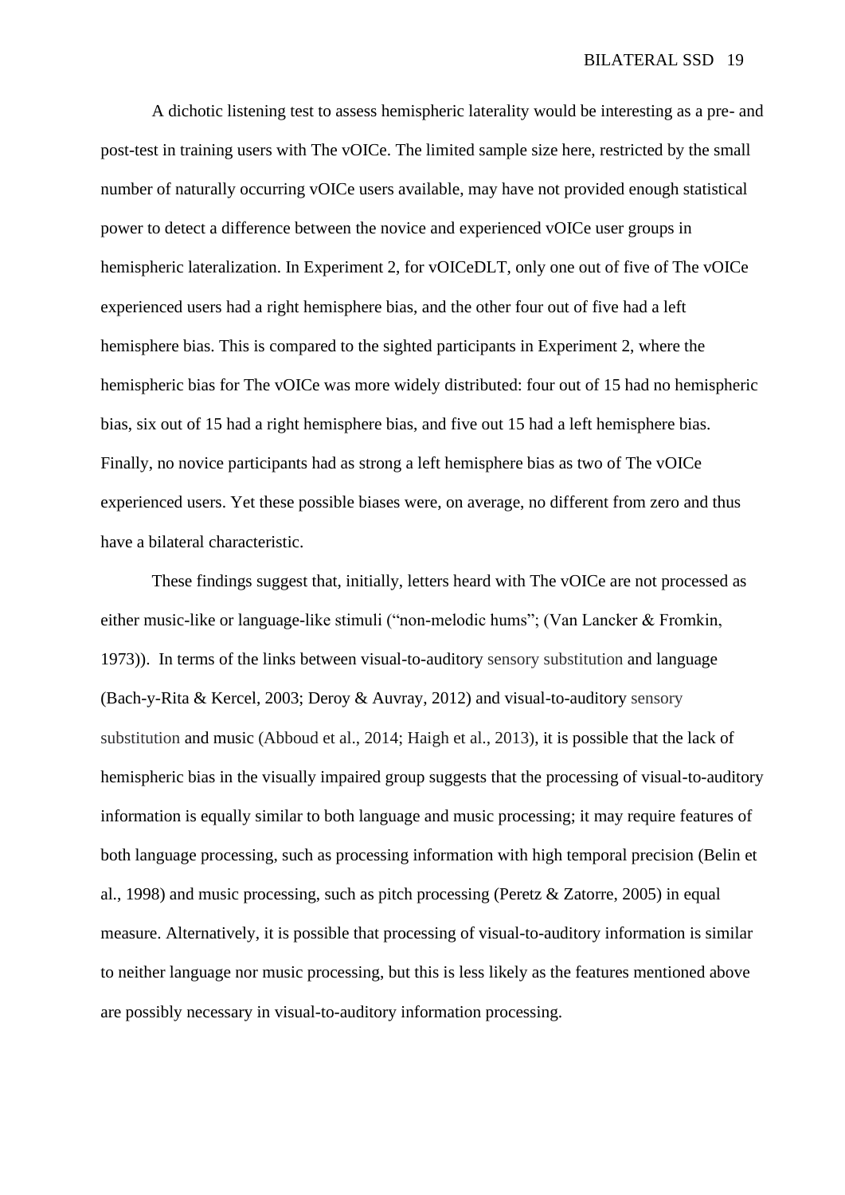A dichotic listening test to assess hemispheric laterality would be interesting as a pre- and post-test in training users with The vOICe. The limited sample size here, restricted by the small number of naturally occurring vOICe users available, may have not provided enough statistical power to detect a difference between the novice and experienced vOICe user groups in hemispheric lateralization. In Experiment 2, for vOICeDLT, only one out of five of The vOICe experienced users had a right hemisphere bias, and the other four out of five had a left hemisphere bias. This is compared to the sighted participants in Experiment 2, where the hemispheric bias for The vOICe was more widely distributed: four out of 15 had no hemispheric bias, six out of 15 had a right hemisphere bias, and five out 15 had a left hemisphere bias. Finally, no novice participants had as strong a left hemisphere bias as two of The vOICe experienced users. Yet these possible biases were, on average, no different from zero and thus have a bilateral characteristic.

These findings suggest that, initially, letters heard with The vOICe are not processed as either music-like or language-like stimuli ("non-melodic hums"; (Van Lancker & Fromkin, 1973)). In terms of the links between visual-to-auditory sensory substitution and language (Bach-y-Rita & Kercel, 2003; Deroy & Auvray, 2012) and visual-to-auditory sensory substitution and music (Abboud et al., 2014; Haigh et al., 2013), it is possible that the lack of hemispheric bias in the visually impaired group suggests that the processing of visual-to-auditory information is equally similar to both language and music processing; it may require features of both language processing, such as processing information with high temporal precision (Belin et al., 1998) and music processing, such as pitch processing (Peretz & Zatorre, 2005) in equal measure. Alternatively, it is possible that processing of visual-to-auditory information is similar to neither language nor music processing, but this is less likely as the features mentioned above are possibly necessary in visual-to-auditory information processing.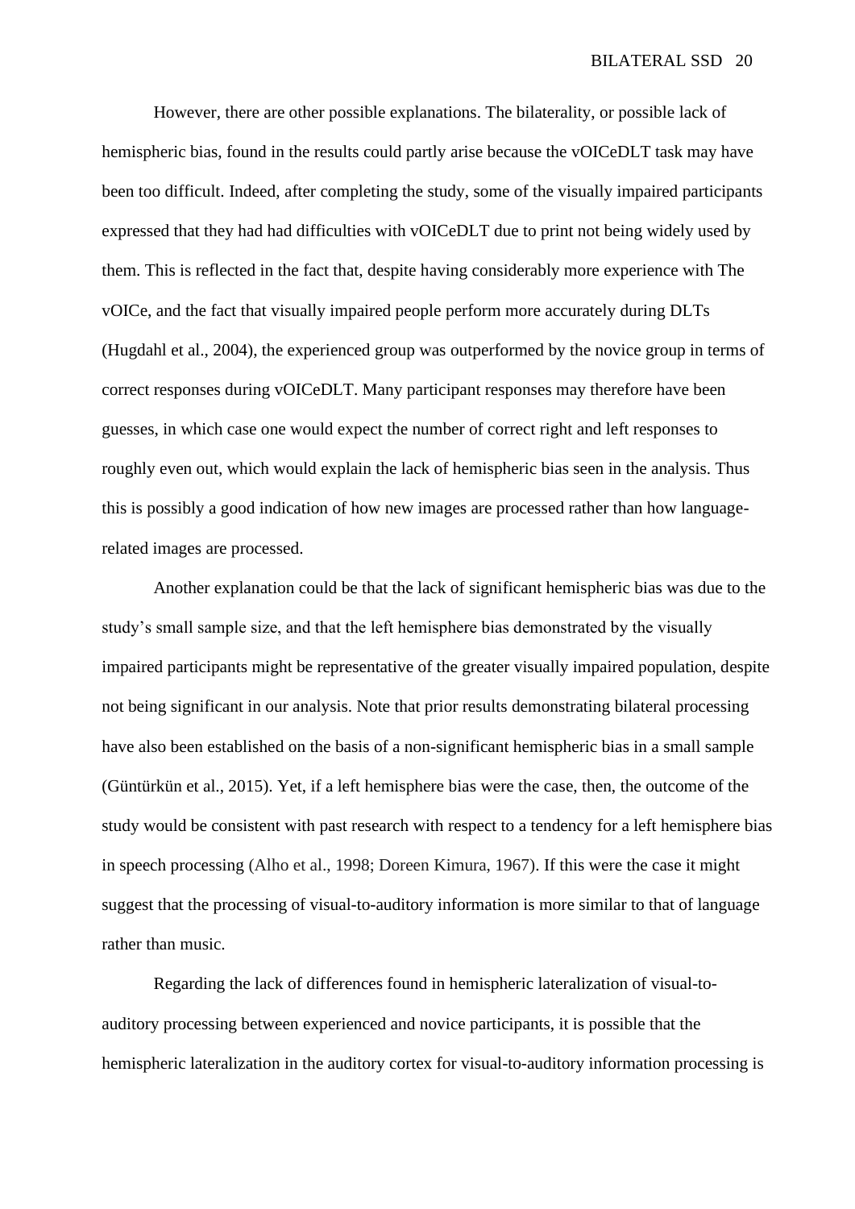However, there are other possible explanations. The bilaterality, or possible lack of hemispheric bias, found in the results could partly arise because the vOICeDLT task may have been too difficult. Indeed, after completing the study, some of the visually impaired participants expressed that they had had difficulties with vOICeDLT due to print not being widely used by them. This is reflected in the fact that, despite having considerably more experience with The vOICe, and the fact that visually impaired people perform more accurately during DLTs (Hugdahl et al., 2004), the experienced group was outperformed by the novice group in terms of correct responses during vOICeDLT. Many participant responses may therefore have been guesses, in which case one would expect the number of correct right and left responses to roughly even out, which would explain the lack of hemispheric bias seen in the analysis. Thus this is possibly a good indication of how new images are processed rather than how language-related images are processed.

Another explanation could be that the lack of significant hemispheric bias was due to the study's small sample size, and that the left hemisphere bias demonstrated by the visually impaired participants might be representative of the greater visually impaired population, despite not being significant in our analysis. Note that prior results demonstrating bilateral processing have also been established on the basis of a non-significant hemispheric bias in a small sample (Güntürkün et al., 2015). Yet, if a left hemisphere bias were the case, then, the outcome of the study would be consistent with past research with respect to a tendency for a left hemisphere bias in speech processing (Alho et al., 1998; Doreen Kimura, 1967). If this were the case it might suggest that the processing of visual-to-auditory information is more similar to that of language rather than music.

Regarding the lack of differences found in hemispheric lateralization of visual-to-auditory processing between experienced and novice participants, it is possible that the hemispheric lateralization in the auditory cortex for visual-to-auditory information processing is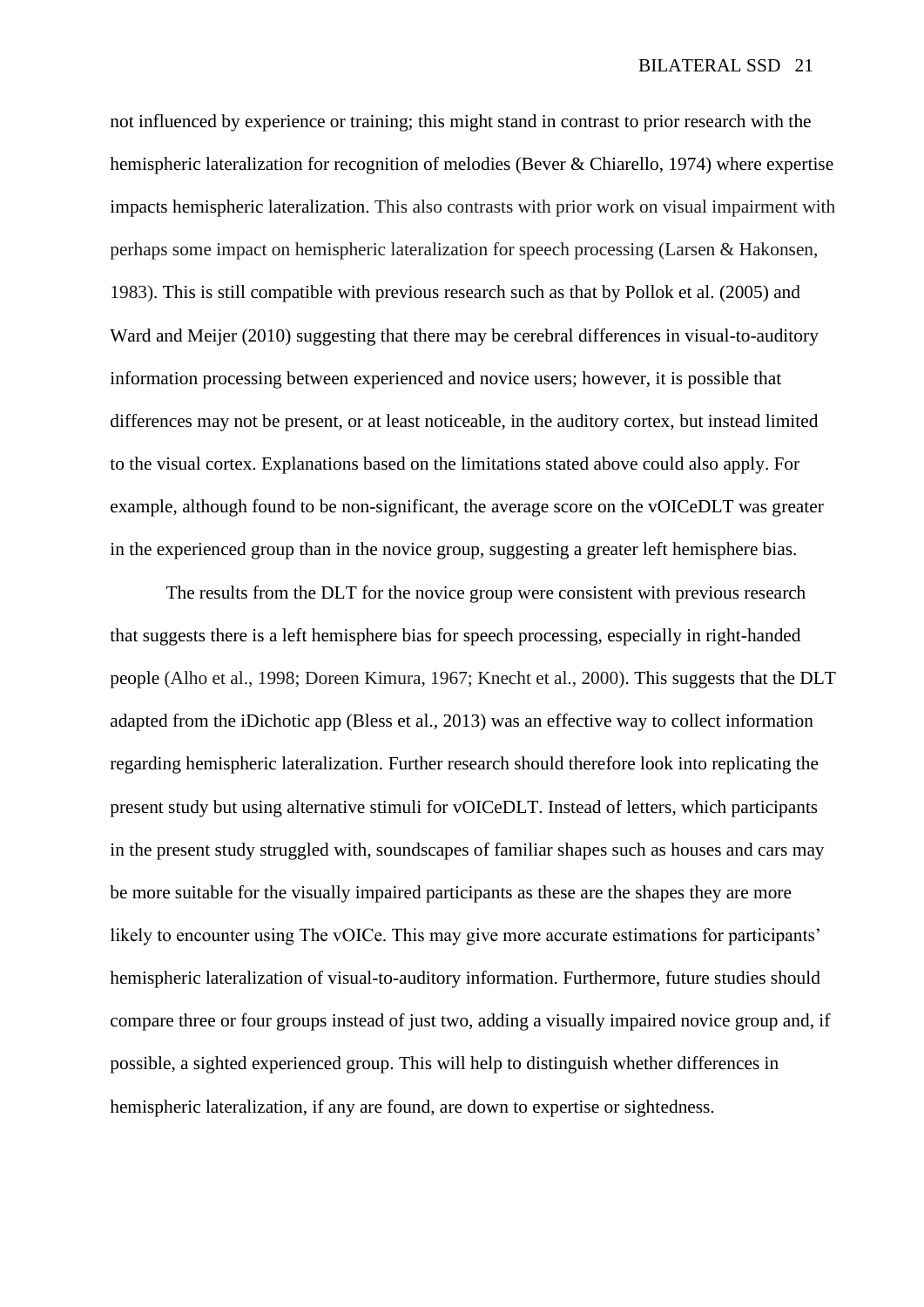not influenced by experience or training; this might stand in contrast to prior research with the hemispheric lateralization for recognition of melodies (Bever & Chiarello, 1974) where expertise impacts hemispheric lateralization. This also contrasts with prior work on visual impairment with perhaps some impact on hemispheric lateralization for speech processing (Larsen & Hakonsen, 1983). This is still compatible with previous research such as that by Pollok et al. (2005) and Ward and Meijer (2010) suggesting that there may be cerebral differences in visual-to-auditory information processing between experienced and novice users; however, it is possible that differences may not be present, or at least noticeable, in the auditory cortex, but instead limited to the visual cortex. Explanations based on the limitations stated above could also apply. For example, although found to be non-significant, the average score on the vOICeDLT was greater in the experienced group than in the novice group, suggesting a greater left hemisphere bias.

The results from the DLT for the novice group were consistent with previous research that suggests there is a left hemisphere bias for speech processing, especially in right-handed people (Alho et al., 1998; Doreen Kimura, 1967; Knecht et al., 2000). This suggests that the DLT adapted from the iDichotic app (Bless et al., 2013) was an effective way to collect information regarding hemispheric lateralization. Further research should therefore look into replicating the present study but using alternative stimuli for vOICeDLT. Instead of letters, which participants in the present study struggled with, soundscapes of familiar shapes such as houses and cars may be more suitable for the visually impaired participants as these are the shapes they are more likely to encounter using The vOICe. This may give more accurate estimations for participants' hemispheric lateralization of visual-to-auditory information. Furthermore, future studies should compare three or four groups instead of just two, adding a visually impaired novice group and, if possible, a sighted experienced group. This will help to distinguish whether differences in hemispheric lateralization, if any are found, are down to expertise or sightedness.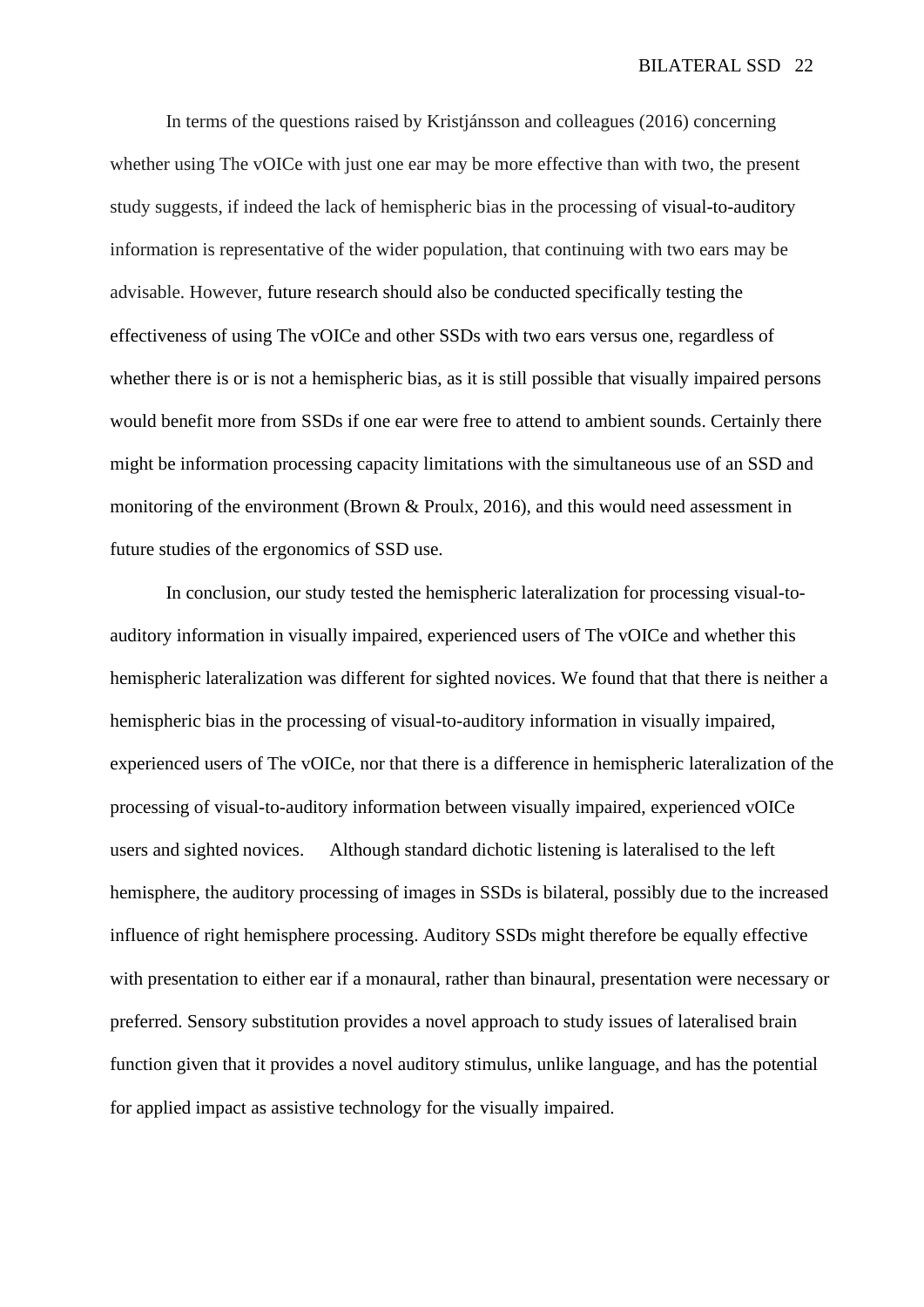In terms of the questions raised by Kristjánsson and colleagues (2016) concerning whether using The vOICe with just one ear may be more effective than with two, the present study suggests, if indeed the lack of hemispheric bias in the processing of visual-to-auditory information is representative of the wider population, that continuing with two ears may be advisable. However, future research should also be conducted specifically testing the effectiveness of using The vOICe and other SSDs with two ears versus one, regardless of whether there is or is not a hemispheric bias, as it is still possible that visually impaired persons would benefit more from SSDs if one ear were free to attend to ambient sounds. Certainly there might be information processing capacity limitations with the simultaneous use of an SSD and monitoring of the environment (Brown & Proulx, 2016), and this would need assessment in future studies of the ergonomics of SSD use.

In conclusion, our study tested the hemispheric lateralization for processing visual-to-auditory information in visually impaired, experienced users of The vOICe and whether this hemispheric lateralization was different for sighted novices. We found that that there is neither a hemispheric bias in the processing of visual-to-auditory information in visually impaired, experienced users of The vOICe, nor that there is a difference in hemispheric lateralization of the processing of visual-to-auditory information between visually impaired, experienced vOICe users and sighted novices. Although standard dichotic listening is lateralised to the left hemisphere, the auditory processing of images in SSDs is bilateral, possibly due to the increased influence of right hemisphere processing. Auditory SSDs might therefore be equally effective with presentation to either ear if a monaural, rather than binaural, presentation were necessary or preferred. Sensory substitution provides a novel approach to study issues of lateralised brain function given that it provides a novel auditory stimulus, unlike language, and has the potential for applied impact as assistive technology for the visually impaired.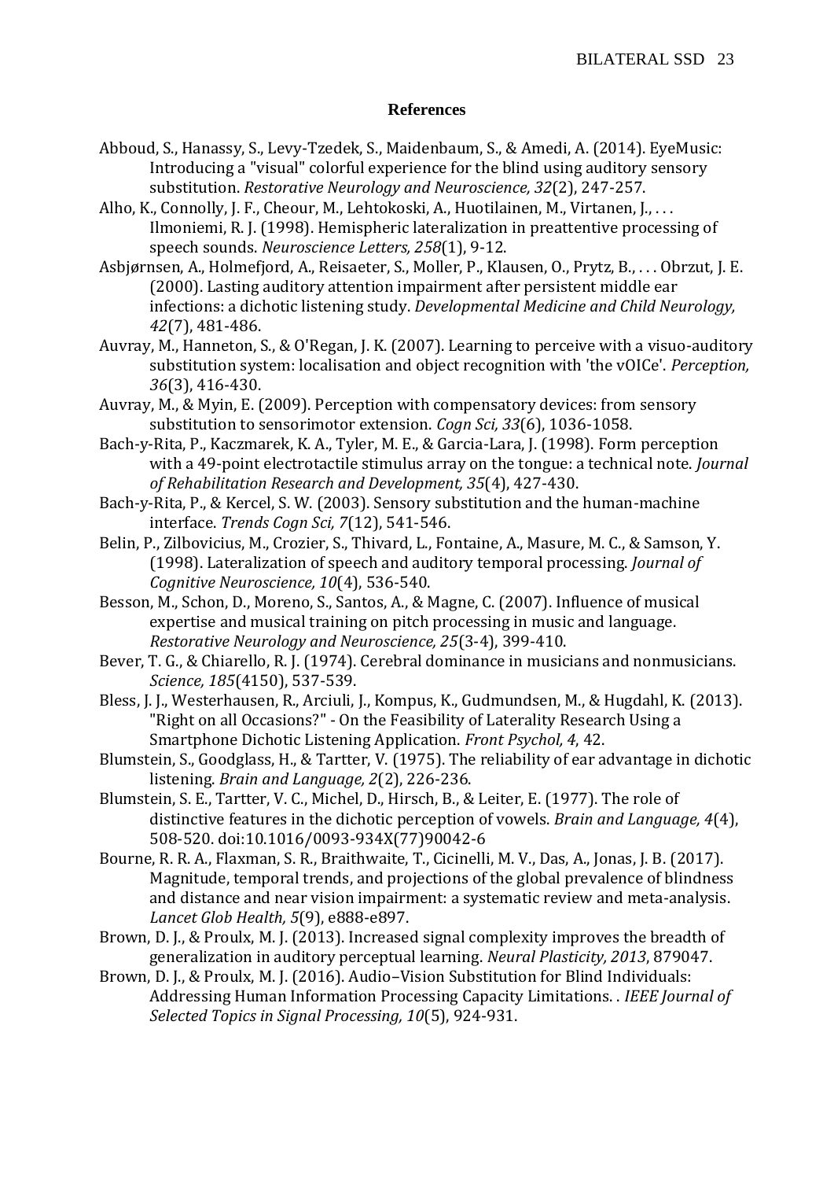## References

Abboud, S., Hanassy, S., Levy-Tzedek, S., Maidenbaum, S., & Amedi, A. (2014). EyeMusic: Introducing a "visual" colorful experience for the blind using auditory sensory substitution. *Restorative Neurology and Neuroscience, 32*(2), 247-257.

Alho, K., Connolly, J. F., Cheour, M., Lehtokoski, A., Huotilainen, M., Virtanen, J., . . . Ilmoniemi, R. J. (1998). Hemispheric lateralization in preattentive processing of speech sounds. *Neuroscience Letters, 258*(1), 9-12.

Asbjørnsen, A., Holmefjord, A., Reisaeter, S., Moller, P., Klausen, O., Prytz, B., . . . Obrzut, J. E. (2000). Lasting auditory attention impairment after persistent middle ear infections: a dichotic listening study. *Developmental Medicine and Child Neurology, 42*(7), 481-486.

Auvray, M., Hanneton, S., & O'Regan, J. K. (2007). Learning to perceive with a visuo-auditory substitution system: localisation and object recognition with 'the vOICe'. *Perception, 36*(3), 416-430.

Auvray, M., & Myin, E. (2009). Perception with compensatory devices: from sensory substitution to sensorimotor extension. *Cogn Sci, 33*(6), 1036-1058.

Bach-y-Rita, P., Kaczmarek, K. A., Tyler, M. E., & Garcia-Lara, J. (1998). Form perception with a 49-point electrotactile stimulus array on the tongue: a technical note. *Journal of Rehabilitation Research and Development, 35*(4), 427-430.

Bach-y-Rita, P., & Kercel, S. W. (2003). Sensory substitution and the human-machine interface. *Trends Cogn Sci, 7*(12), 541-546.

Belin, P., Zilbovicius, M., Crozier, S., Thivard, L., Fontaine, A., Masure, M. C., & Samson, Y. (1998). Lateralization of speech and auditory temporal processing. *Journal of Cognitive Neuroscience, 10*(4), 536-540.

Besson, M., Schon, D., Moreno, S., Santos, A., & Magne, C. (2007). Influence of musical expertise and musical training on pitch processing in music and language. *Restorative Neurology and Neuroscience, 25*(3-4), 399-410.

Bever, T. G., & Chiarello, R. J. (1974). Cerebral dominance in musicians and nonmusicians. *Science, 185*(4150), 537-539.

Bless, J. J., Westerhausen, R., Arciuli, J., Kompus, K., Gudmundsen, M., & Hugdahl, K. (2013). "Right on all Occasions?" - On the Feasibility of Laterality Research Using a Smartphone Dichotic Listening Application. *Front Psychol, 4*, 42.

Blumstein, S., Goodglass, H., & Tartter, V. (1975). The reliability of ear advantage in dichotic listening. *Brain and Language, 2*(2), 226-236.

Blumstein, S. E., Tartter, V. C., Michel, D., Hirsch, B., & Leiter, E. (1977). The role of distinctive features in the dichotic perception of vowels. *Brain and Language, 4*(4), 508-520. doi:10.1016/0093-934X(77)90042-6

Bourne, R. R. A., Flaxman, S. R., Braithwaite, T., Cicinelli, M. V., Das, A., Jonas, J. B. (2017). Magnitude, temporal trends, and projections of the global prevalence of blindness and distance and near vision impairment: a systematic review and meta-analysis. *Lancet Glob Health, 5*(9), e888-e897.

Brown, D. J., & Proulx, M. J. (2013). Increased signal complexity improves the breadth of generalization in auditory perceptual learning. *Neural Plasticity, 2013*, 879047.

Brown, D. J., & Proulx, M. J. (2016). Audio–Vision Substitution for Blind Individuals: Addressing Human Information Processing Capacity Limitations. . *IEEE Journal of Selected Topics in Signal Processing, 10*(5), 924-931.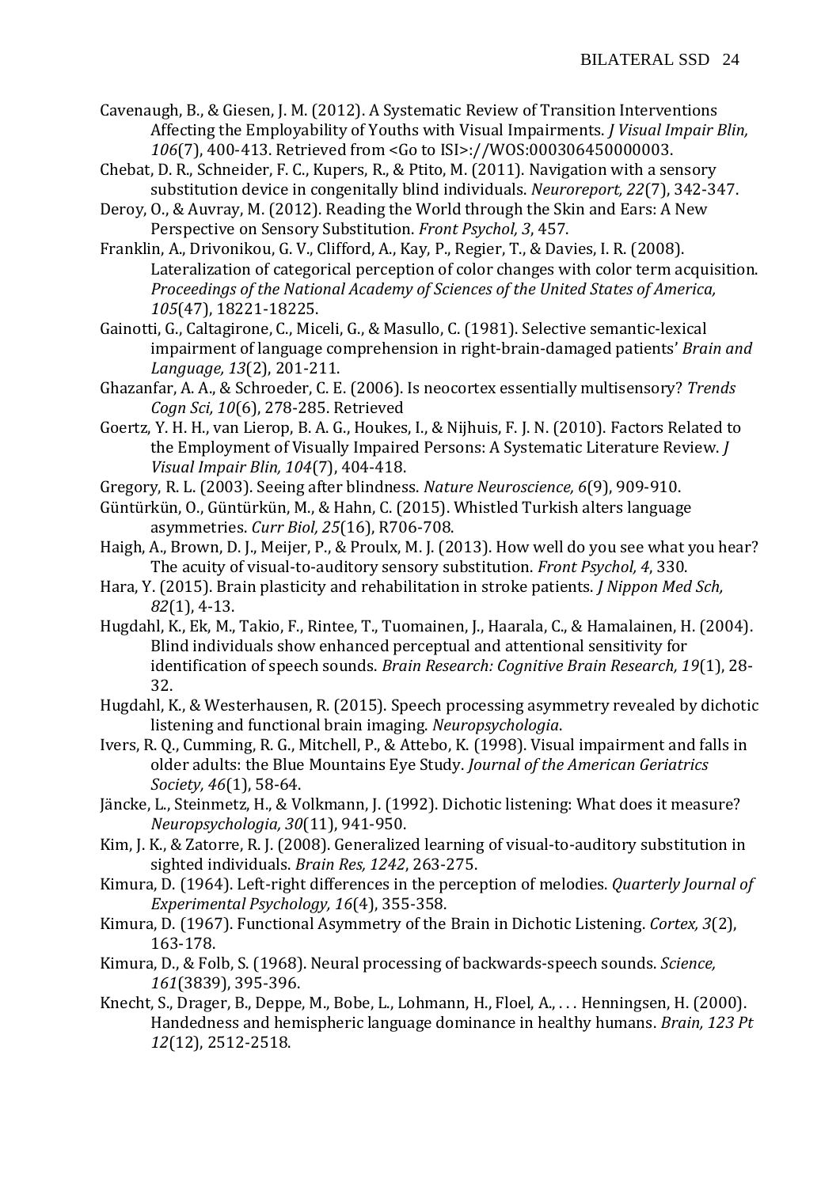Cavenaugh, B., & Giesen, J. M. (2012). A Systematic Review of Transition Interventions Affecting the Employability of Youths with Visual Impairments. *J Visual Impair Blin, 106*(7), 400-413. Retrieved from <Go to ISI>://WOS:000306450000003.

Chebat, D. R., Schneider, F. C., Kupers, R., & Ptito, M. (2011). Navigation with a sensory substitution device in congenitally blind individuals. *Neuroreport, 22*(7), 342-347.

Deroy, O., & Auvray, M. (2012). Reading the World through the Skin and Ears: A New Perspective on Sensory Substitution. *Front Psychol, 3*, 457.

Franklin, A., Drivonikou, G. V., Clifford, A., Kay, P., Regier, T., & Davies, I. R. (2008). Lateralization of categorical perception of color changes with color term acquisition. *Proceedings of the National Academy of Sciences of the United States of America, 105*(47), 18221-18225.

Gainotti, G., Caltagirone, C., Miceli, G., & Masullo, C. (1981). Selective semantic-lexical impairment of language comprehension in right-brain-damaged patients' *Brain and Language, 13*(2), 201-211.

Ghazanfar, A. A., & Schroeder, C. E. (2006). Is neocortex essentially multisensory? *Trends Cogn Sci, 10*(6), 278-285. Retrieved

Goertz, Y. H. H., van Lierop, B. A. G., Houkes, I., & Nijhuis, F. J. N. (2010). Factors Related to the Employment of Visually Impaired Persons: A Systematic Literature Review. *J Visual Impair Blin, 104*(7), 404-418.

Gregory, R. L. (2003). Seeing after blindness. *Nature Neuroscience, 6*(9), 909-910.

Güntürkün, O., Güntürkün, M., & Hahn, C. (2015). Whistled Turkish alters language asymmetries. *Curr Biol, 25*(16), R706-708.

Haigh, A., Brown, D. J., Meijer, P., & Proulx, M. J. (2013). How well do you see what you hear? The acuity of visual-to-auditory sensory substitution. *Front Psychol, 4*, 330.

Hara, Y. (2015). Brain plasticity and rehabilitation in stroke patients. *J Nippon Med Sch, 82*(1), 4-13.

Hugdahl, K., Ek, M., Takio, F., Rintee, T., Tuomainen, J., Haarala, C., & Hamalainen, H. (2004). Blind individuals show enhanced perceptual and attentional sensitivity for identification of speech sounds. *Brain Research: Cognitive Brain Research, 19*(1), 28-32.

Hugdahl, K., & Westerhausen, R. (2015). Speech processing asymmetry revealed by dichotic listening and functional brain imaging. *Neuropsychologia*.

Ivers, R. Q., Cumming, R. G., Mitchell, P., & Attebo, K. (1998). Visual impairment and falls in older adults: the Blue Mountains Eye Study. *Journal of the American Geriatrics Society, 46*(1), 58-64.

Jäncke, L., Steinmetz, H., & Volkmann, J. (1992). Dichotic listening: What does it measure? *Neuropsychologia, 30*(11), 941-950.

Kim, J. K., & Zatorre, R. J. (2008). Generalized learning of visual-to-auditory substitution in sighted individuals. *Brain Res, 1242*, 263-275.

Kimura, D. (1964). Left-right differences in the perception of melodies. *Quarterly Journal of Experimental Psychology, 16*(4), 355-358.

Kimura, D. (1967). Functional Asymmetry of the Brain in Dichotic Listening. *Cortex, 3*(2), 163-178.

Kimura, D., & Folb, S. (1968). Neural processing of backwards-speech sounds. *Science, 161*(3839), 395-396.

Knecht, S., Drager, B., Deppe, M., Bobe, L., Lohmann, H., Floel, A., . . . Henningsen, H. (2000). Handedness and hemispheric language dominance in healthy humans. *Brain, 123 Pt 12*(12), 2512-2518.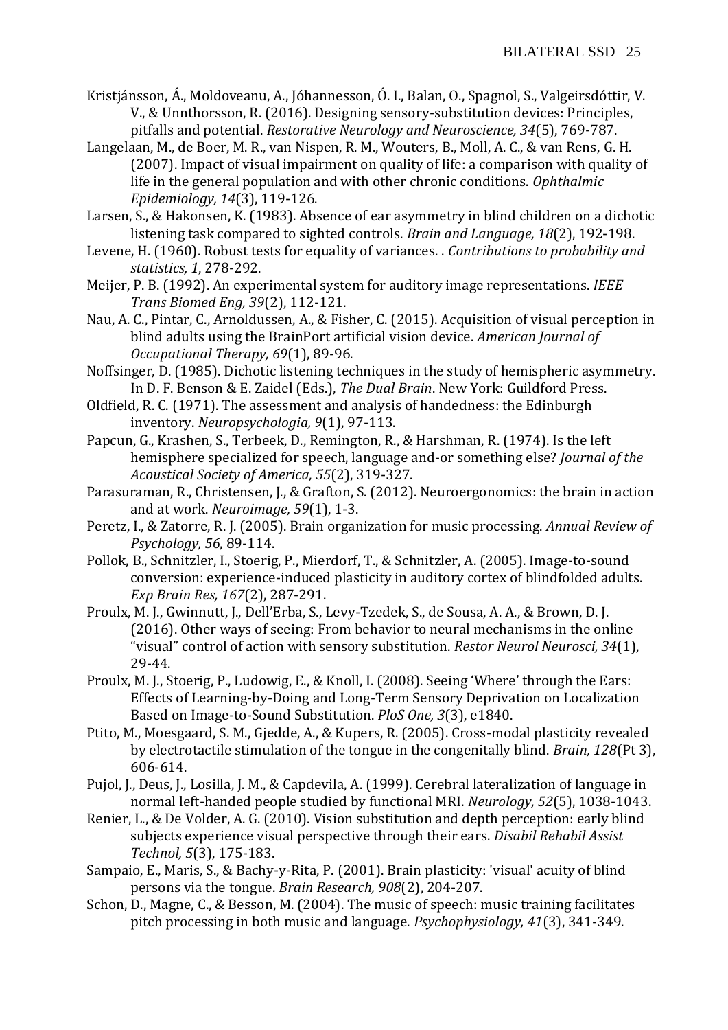Kristjánsson, Á., Moldoveanu, A., Jóhannesson, Ó. I., Balan, O., Spagnol, S., Valgeirsdóttir, V. V., & Unnthorsson, R. (2016). Designing sensory-substitution devices: Principles, pitfalls and potential. *Restorative Neurology and Neuroscience, 34*(5), 769-787.

Langelaan, M., de Boer, M. R., van Nispen, R. M., Wouters, B., Moll, A. C., & van Rens, G. H. (2007). Impact of visual impairment on quality of life: a comparison with quality of life in the general population and with other chronic conditions. *Ophthalmic Epidemiology, 14*(3), 119-126.

Larsen, S., & Hakonsen, K. (1983). Absence of ear asymmetry in blind children on a dichotic listening task compared to sighted controls. *Brain and Language, 18*(2), 192-198.

Levene, H. (1960). Robust tests for equality of variances. . *Contributions to probability and statistics, 1*, 278-292.

Meijer, P. B. (1992). An experimental system for auditory image representations. *IEEE Trans Biomed Eng, 39*(2), 112-121.

Nau, A. C., Pintar, C., Arnoldussen, A., & Fisher, C. (2015). Acquisition of visual perception in blind adults using the BrainPort artificial vision device. *American Journal of Occupational Therapy, 69*(1), 89-96.

Noffsinger, D. (1985). Dichotic listening techniques in the study of hemispheric asymmetry. In D. F. Benson & E. Zaidel (Eds.), *The Dual Brain*. New York: Guildford Press.

Oldfield, R. C. (1971). The assessment and analysis of handedness: the Edinburgh inventory. *Neuropsychologia, 9*(1), 97-113.

Papcun, G., Krashen, S., Terbeek, D., Remington, R., & Harshman, R. (1974). Is the left hemisphere specialized for speech, language and-or something else? *Journal of the Acoustical Society of America, 55*(2), 319-327.

Parasuraman, R., Christensen, J., & Grafton, S. (2012). Neuroergonomics: the brain in action and at work. *Neuroimage, 59*(1), 1-3.

Peretz, I., & Zatorre, R. J. (2005). Brain organization for music processing. *Annual Review of Psychology, 56*, 89-114.

Pollok, B., Schnitzler, I., Stoerig, P., Mierdorf, T., & Schnitzler, A. (2005). Image-to-sound conversion: experience-induced plasticity in auditory cortex of blindfolded adults. *Exp Brain Res, 167*(2), 287-291.

Proulx, M. J., Gwinnutt, J., Dell'Erba, S., Levy-Tzedek, S., de Sousa, A. A., & Brown, D. J. (2016). Other ways of seeing: From behavior to neural mechanisms in the online "visual" control of action with sensory substitution. *Restor Neurol Neurosci, 34*(1), 29-44.

Proulx, M. J., Stoerig, P., Ludowig, E., & Knoll, I. (2008). Seeing 'Where' through the Ears: Effects of Learning-by-Doing and Long-Term Sensory Deprivation on Localization Based on Image-to-Sound Substitution. *PloS One, 3*(3), e1840.

Ptito, M., Moesgaard, S. M., Gjedde, A., & Kupers, R. (2005). Cross-modal plasticity revealed by electrotactile stimulation of the tongue in the congenitally blind. *Brain, 128*(Pt 3), 606-614.

Pujol, J., Deus, J., Losilla, J. M., & Capdevila, A. (1999). Cerebral lateralization of language in normal left-handed people studied by functional MRI. *Neurology, 52*(5), 1038-1043.

Renier, L., & De Volder, A. G. (2010). Vision substitution and depth perception: early blind subjects experience visual perspective through their ears. *Disabil Rehabil Assist Technol, 5*(3), 175-183.

Sampaio, E., Maris, S., & Bachy-y-Rita, P. (2001). Brain plasticity: 'visual' acuity of blind persons via the tongue. *Brain Research, 908*(2), 204-207.

Schon, D., Magne, C., & Besson, M. (2004). The music of speech: music training facilitates pitch processing in both music and language. *Psychophysiology, 41*(3), 341-349.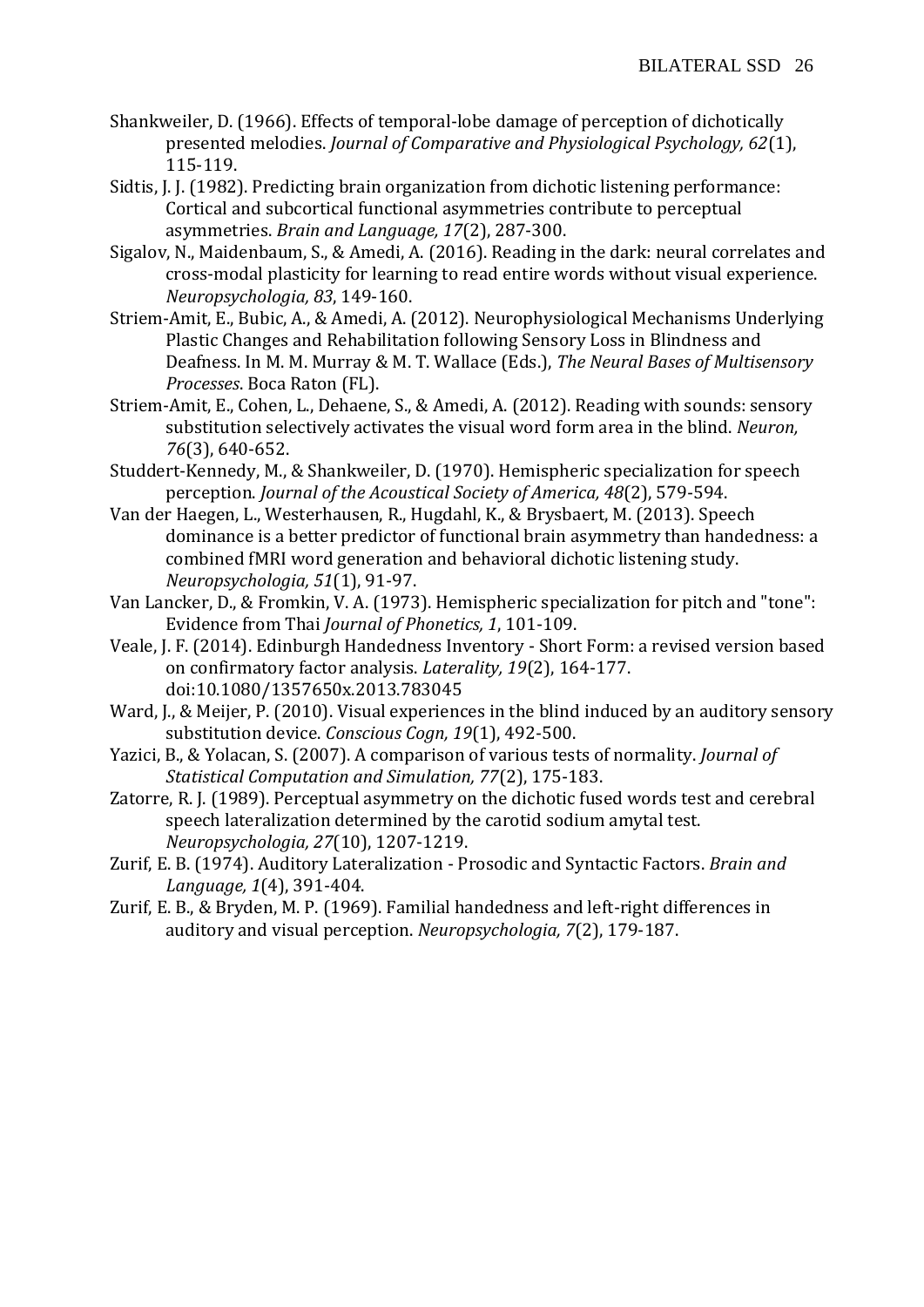Shankweiler, D. (1966). Effects of temporal-lobe damage of perception of dichotically presented melodies. *Journal of Comparative and Physiological Psychology, 62*(1), 115-119.

Sidtis, J. J. (1982). Predicting brain organization from dichotic listening performance: Cortical and subcortical functional asymmetries contribute to perceptual asymmetries. *Brain and Language, 17*(2), 287-300.

Sigalov, N., Maidenbaum, S., & Amedi, A. (2016). Reading in the dark: neural correlates and cross-modal plasticity for learning to read entire words without visual experience. *Neuropsychologia, 83*, 149-160.

Striem-Amit, E., Bubic, A., & Amedi, A. (2012). Neurophysiological Mechanisms Underlying Plastic Changes and Rehabilitation following Sensory Loss in Blindness and Deafness. In M. M. Murray & M. T. Wallace (Eds.), *The Neural Bases of Multisensory Processes*. Boca Raton (FL).

Striem-Amit, E., Cohen, L., Dehaene, S., & Amedi, A. (2012). Reading with sounds: sensory substitution selectively activates the visual word form area in the blind. *Neuron, 76*(3), 640-652.

Studdert-Kennedy, M., & Shankweiler, D. (1970). Hemispheric specialization for speech perception. *Journal of the Acoustical Society of America, 48*(2), 579-594.

Van der Haegen, L., Westerhausen, R., Hugdahl, K., & Brysbaert, M. (2013). Speech dominance is a better predictor of functional brain asymmetry than handedness: a combined fMRI word generation and behavioral dichotic listening study. *Neuropsychologia, 51*(1), 91-97.

Van Lancker, D., & Fromkin, V. A. (1973). Hemispheric specialization for pitch and "tone": Evidence from Thai *Journal of Phonetics, 1*, 101-109.

Veale, J. F. (2014). Edinburgh Handedness Inventory - Short Form: a revised version based on confirmatory factor analysis. *Laterality, 19*(2), 164-177. doi:10.1080/1357650x.2013.783045

Ward, J., & Meijer, P. (2010). Visual experiences in the blind induced by an auditory sensory substitution device. *Conscious Cogn, 19*(1), 492-500.

Yazici, B., & Yolacan, S. (2007). A comparison of various tests of normality. *Journal of Statistical Computation and Simulation, 77*(2), 175-183.

Zatorre, R. J. (1989). Perceptual asymmetry on the dichotic fused words test and cerebral speech lateralization determined by the carotid sodium amytal test. *Neuropsychologia, 27*(10), 1207-1219.

Zurif, E. B. (1974). Auditory Lateralization - Prosodic and Syntactic Factors. *Brain and Language, 1*(4), 391-404.

Zurif, E. B., & Bryden, M. P. (1969). Familial handedness and left-right differences in auditory and visual perception. *Neuropsychologia, 7*(2), 179-187.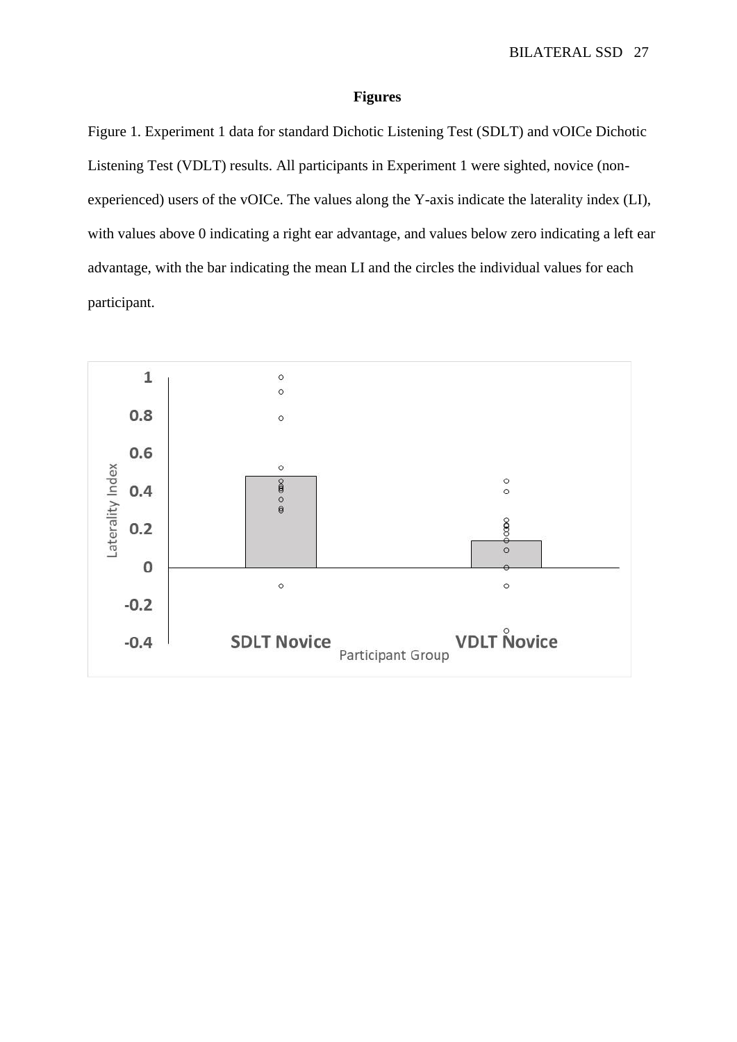**Figures**

Figure 1. Experiment 1 data for standard Dichotic Listening Test (SDLT) and vOICe Dichotic Listening Test (VDLT) results. All participants in Experiment 1 were sighted, novice (non-experienced) users of the vOICe. The values along the Y-axis indicate the laterality index (LI), with values above 0 indicating a right ear advantage, and values below zero indicating a left ear advantage, with the bar indicating the mean LI and the circles the individual values for each participant.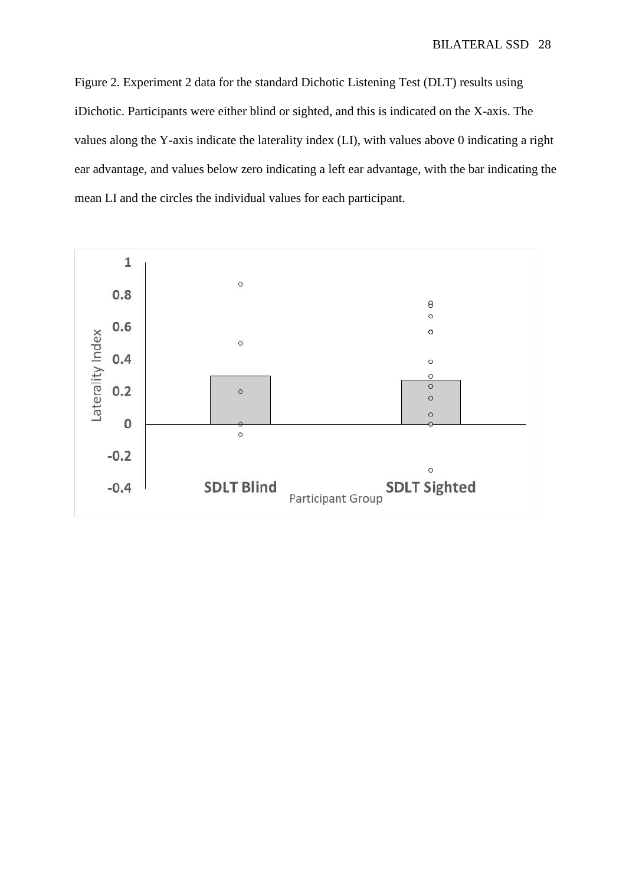Figure 2. Experiment 2 data for the standard Dichotic Listening Test (DLT) results using iDichotic. Participants were either blind or sighted, and this is indicated on the X-axis. The values along the Y-axis indicate the laterality index (LI), with values above 0 indicating a right ear advantage, and values below zero indicating a left ear advantage, with the bar indicating the mean LI and the circles the individual values for each participant.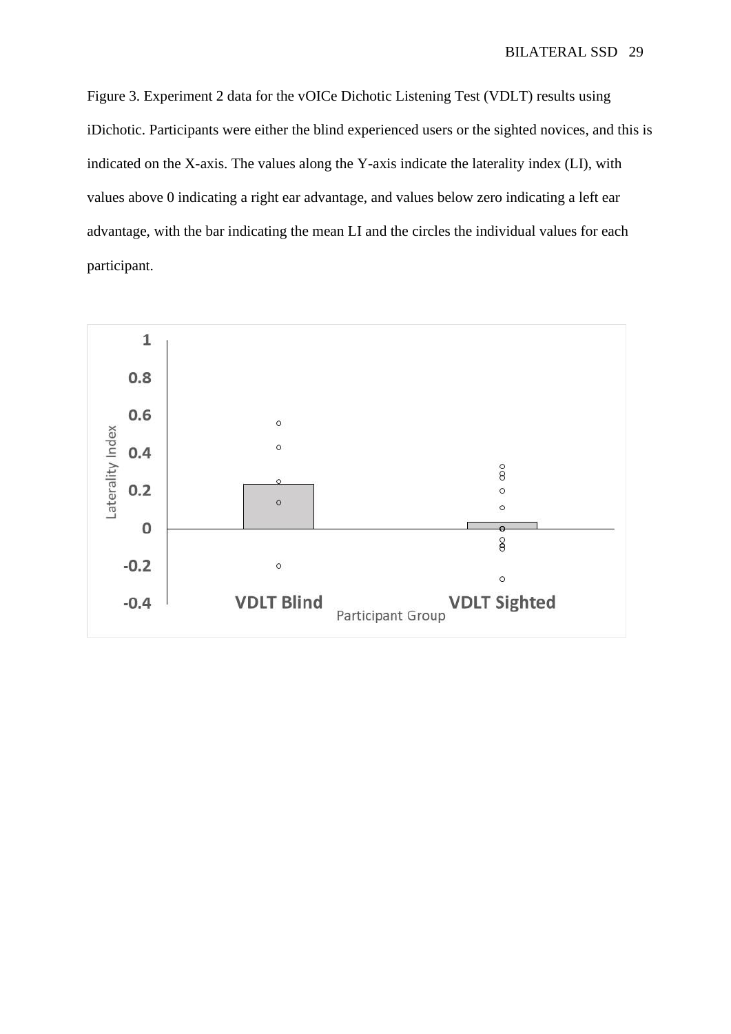Figure 3. Experiment 2 data for the vOICe Dichotic Listening Test (VDLT) results using iDichotic. Participants were either the blind experienced users or the sighted novices, and this is indicated on the X-axis. The values along the Y-axis indicate the laterality index (LI), with values above 0 indicating a right ear advantage, and values below zero indicating a left ear advantage, with the bar indicating the mean LI and the circles the individual values for each participant.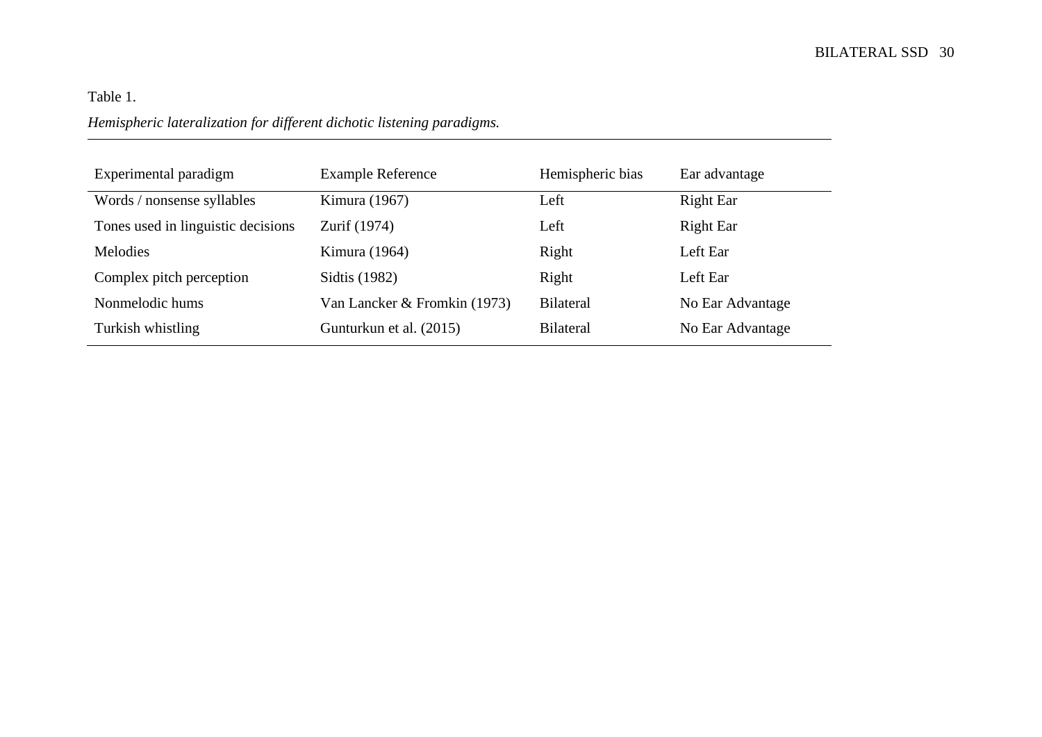Table 1.

*Hemispheric lateralization for different dichotic listening paradigms.*

| Experimental paradigm | Example Reference | Hemispheric bias | Ear advantage |
| --- | --- | --- | --- |
| Words / nonsense syllables | Kimura (1967) | Left | Right Ear |
| Tones used in linguistic decisions | Zurif (1974) | Left | Right Ear |
| Melodies | Kimura (1964) | Right | Left Ear |
| Complex pitch perception | Sidtis (1982) | Right | Left Ear |
| Nonmelodic hums | Van Lancker & Fromkin (1973) | Bilateral | No Ear Advantage |
| Turkish whistling | Gunturkun et al. (2015) | Bilateral | No Ear Advantage |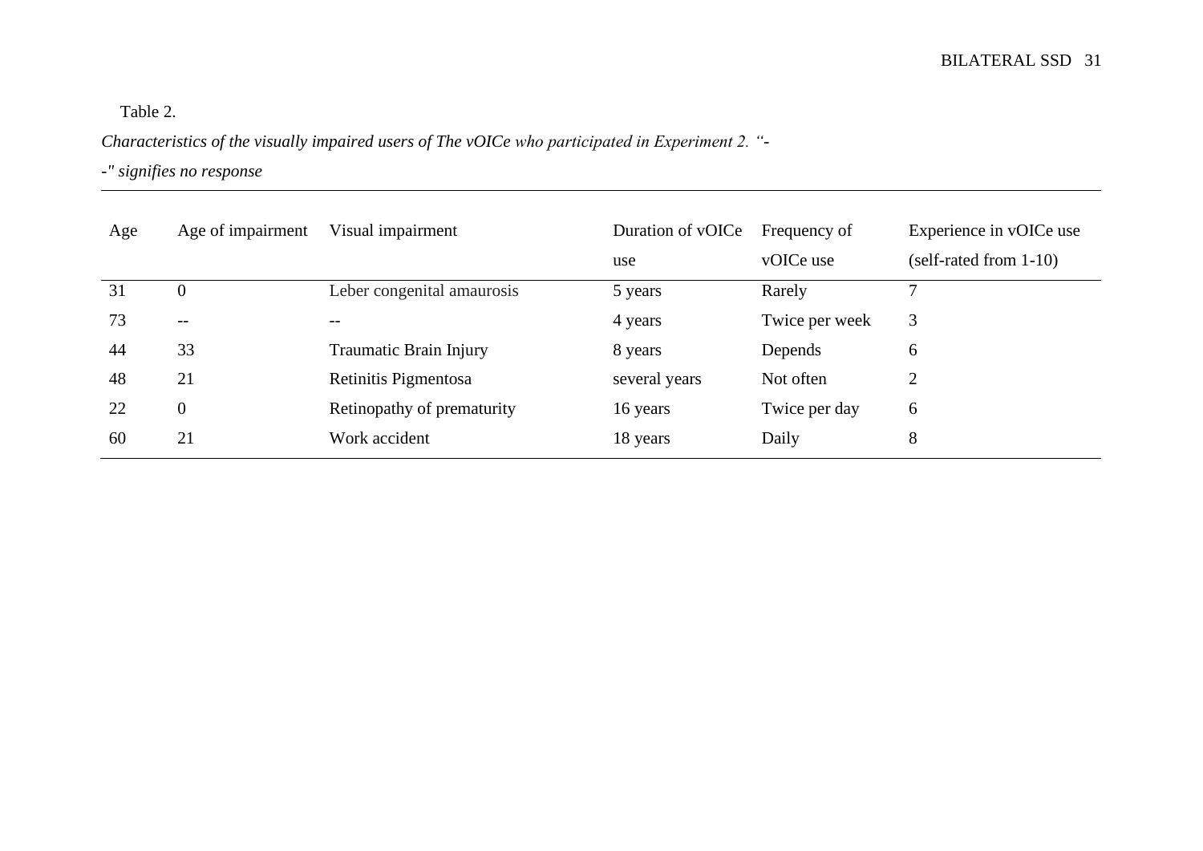Table 2.

*Characteristics of the visually impaired users of The vOICe who participated in Experiment 2. "--" signifies no response*

| Age | Age of impairment | Visual impairment | Duration of vOICe use | Frequency of vOICe use | Experience in vOICe use (self-rated from 1-10) |
|---|---|---|---|---|---|
| 31 | 0 | Leber congenital amaurosis | 5 years | Rarely | 7 |
| 73 | -- | -- | 4 years | Twice per week | 3 |
| 44 | 33 | Traumatic Brain Injury | 8 years | Depends | 6 |
| 48 | 21 | Retinitis Pigmentosa | several years | Not often | 2 |
| 22 | 0 | Retinopathy of prematurity | 16 years | Twice per day | 6 |
| 60 | 21 | Work accident | 18 years | Daily | 8 |